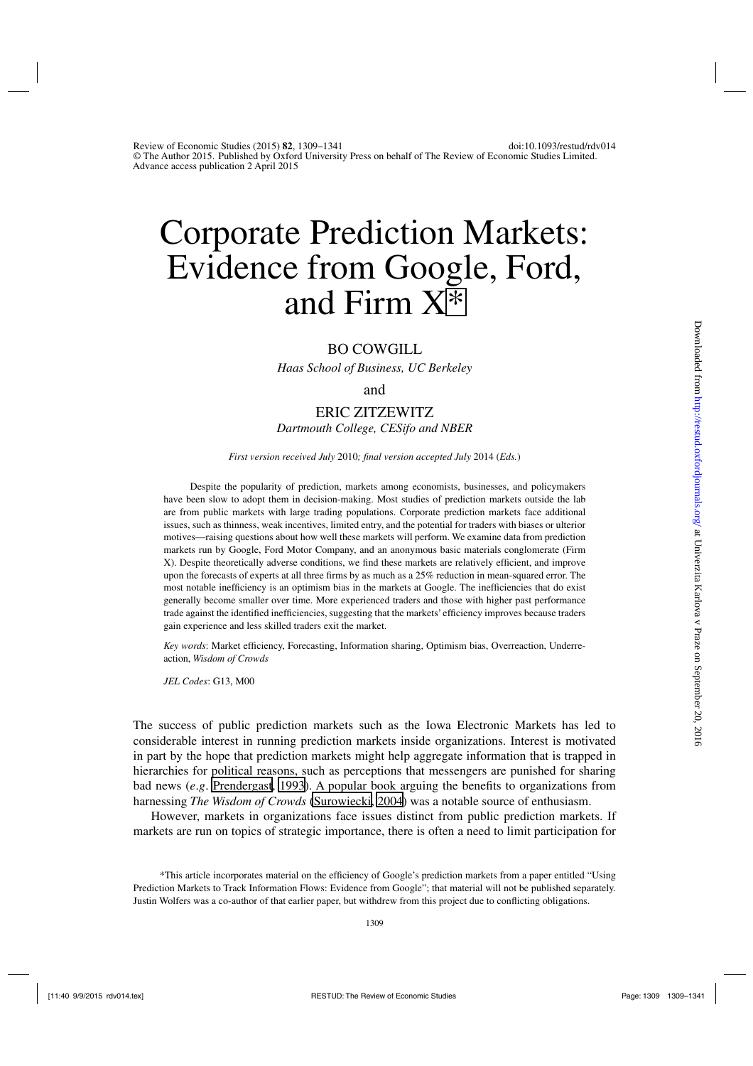# Corporate Prediction Markets: Evidence from Google, Ford, and Firm X*

BO COWGILL

*Haas School of Business, UC Berkeley*

and

ERIC ZITZEWITZ

*Dartmouth College, CESifo and NBER*

*First version received July* 2010*; final version accepted July* 2014 (*Eds.*)

Despite the popularity of prediction, markets among economists, businesses, and policymakers have been slow to adopt them in decision-making. Most studies of prediction markets outside the lab are from public markets with large trading populations. Corporate prediction markets face additional issues, such as thinness, weak incentives, limited entry, and the potential for traders with biases or ulterior motives—raising questions about how well these markets will perform. We examine data from prediction markets run by Google, Ford Motor Company, and an anonymous basic materials conglomerate (Firm X). Despite theoretically adverse conditions, we find these markets are relatively efficient, and improve upon the forecasts of experts at all three firms by as much as a 25% reduction in mean-squared error. The most notable inefficiency is an optimism bias in the markets at Google. The inefficiencies that do exist generally become smaller over time. More experienced traders and those with higher past performance trade against the identified inefficiencies, suggesting that the markets' efficiency improves because traders gain experience and less skilled traders exit the market.

*Key words*: Market efficiency, Forecasting, Information sharing, Optimism bias, Overreaction, Underreaction, *Wisdom of Crowds*

*JEL Codes*: G13, M00

The success of public prediction markets such as the Iowa Electronic Markets has led to considerable interest in running prediction markets inside organizations. Interest is motivated in part by the hope that prediction markets might help aggregate information that is trapped in hierarchies for political reasons, such as perceptions that messengers are punished for sharing bad news (*e.g.* Prendergast, 1993). A popular book arguing the benefits to organizations from harnessing *The Wisdom of Crowds* (Surowiecki, 2004) was a notable source of enthusiasm.

However, markets in organizations face issues distinct from public prediction markets. If markets are run on topics of strategic importance, there is often a need to limit participation for

*This article incorporates material on the efficiency of Google's prediction markets from a paper entitled "Using Prediction Markets to Track Information Flows: Evidence from Google"; that material will not be published separately. Justin Wolfers was a co-author of that earlier paper, but withdrew from this project due to conflicting obligations.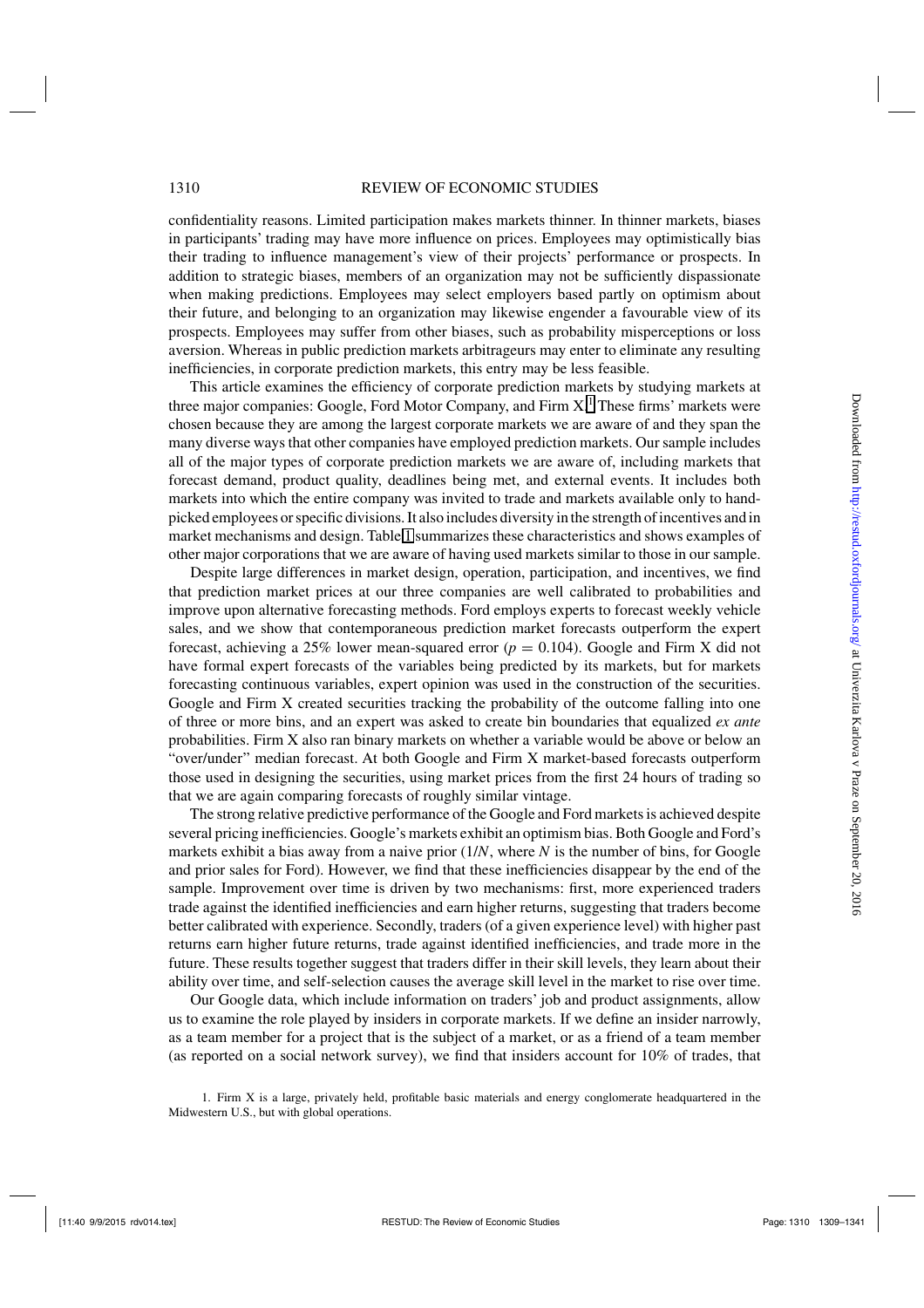confidentiality reasons. Limited participation makes markets thinner. In thinner markets, biases in participants' trading may have more influence on prices. Employees may optimistically bias their trading to influence management's view of their projects' performance or prospects. In addition to strategic biases, members of an organization may not be sufficiently dispassionate when making predictions. Employees may select employers based partly on optimism about their future, and belonging to an organization may likewise engender a favourable view of its prospects. Employees may suffer from other biases, such as probability misperceptions or loss aversion. Whereas in public prediction markets arbitrageurs may enter to eliminate any resulting inefficiencies, in corporate prediction markets, this entry may be less feasible.

This article examines the efficiency of corporate prediction markets by studying markets at three major companies: Google, Ford Motor Company, and Firm X.[1] These firms' markets were chosen because they are among the largest corporate markets we are aware of and they span the many diverse ways that other companies have employed prediction markets. Our sample includes all of the major types of corporate prediction markets we are aware of, including markets that forecast demand, product quality, deadlines being met, and external events. It includes both markets into which the entire company was invited to trade and markets available only to hand-picked employees or specific divisions. It also includes diversity in the strength of incentives and in market mechanisms and design. Table 1 summarizes these characteristics and shows examples of other major corporations that we are aware of having used markets similar to those in our sample.

Despite large differences in market design, operation, participation, and incentives, we find that prediction market prices at our three companies are well calibrated to probabilities and improve upon alternative forecasting methods. Ford employs experts to forecast weekly vehicle sales, and we show that contemporaneous prediction market forecasts outperform the expert forecast, achieving a 25% lower mean-squared error ($p = 0.104$). Google and Firm X did not have formal expert forecasts of the variables being predicted by its markets, but for markets forecasting continuous variables, expert opinion was used in the construction of the securities. Google and Firm X created securities tracking the probability of the outcome falling into one of three or more bins, and an expert was asked to create bin boundaries that equalized *ex ante* probabilities. Firm X also ran binary markets on whether a variable would be above or below an "over/under" median forecast. At both Google and Firm X market-based forecasts outperform those used in designing the securities, using market prices from the first 24 hours of trading so that we are again comparing forecasts of roughly similar vintage.

The strong relative predictive performance of the Google and Ford markets is achieved despite several pricing inefficiencies. Google's markets exhibit an optimism bias. Both Google and Ford's markets exhibit a bias away from a naive prior ($1/N$, where $N$ is the number of bins, for Google and prior sales for Ford). However, we find that these inefficiencies disappear by the end of the sample. Improvement over time is driven by two mechanisms: first, more experienced traders trade against the identified inefficiencies and earn higher returns, suggesting that traders become better calibrated with experience. Secondly, traders (of a given experience level) with higher past returns earn higher future returns, trade against identified inefficiencies, and trade more in the future. These results together suggest that traders differ in their skill levels, they learn about their ability over time, and self-selection causes the average skill level in the market to rise over time.

Our Google data, which include information on traders' job and product assignments, allow us to examine the role played by insiders in corporate markets. If we define an insider narrowly, as a team member for a project that is the subject of a market, or as a friend of a team member (as reported on a social network survey), we find that insiders account for 10% of trades, that

1. Firm X is a large, privately held, profitable basic materials and energy conglomerate headquartered in the Midwestern U.S., but with global operations.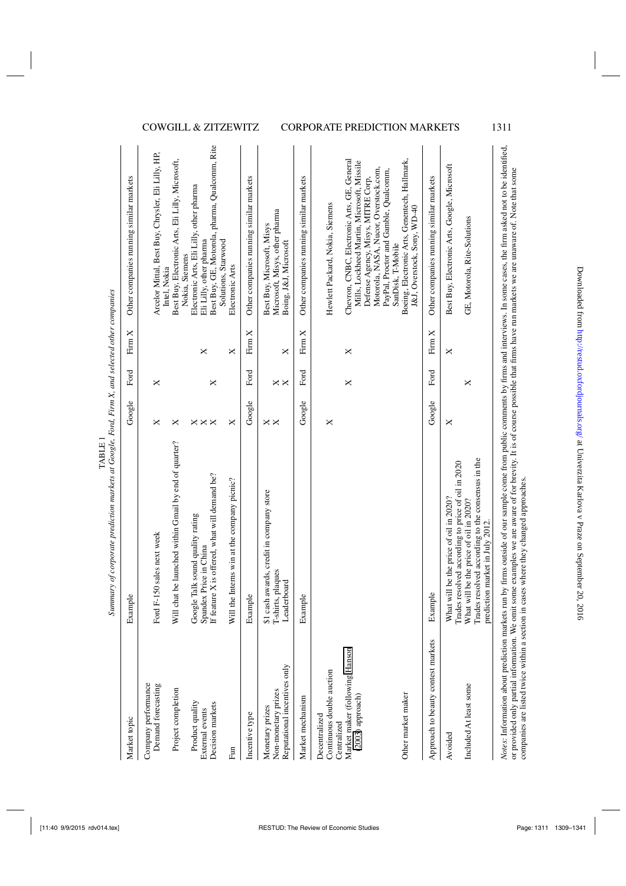TABLE 1

*Summary of corporate prediction markets at Google, Ford, Firm X, and selected other companies*

| Market topic | Example | Google | Ford | Firm X | Other companies running similar markets |
|---|---|---|---|---|---|
| Company performance | | | | | |
| Demand forecasting | Ford F-150 sales next week | X | X | | Arcelor Mittal, Best Buy, Chrysler, Eli Lilly, HP, Intel, Nokia |
| Project completion | Will chat be launched within Gmail by end of quarter? | X | | | Best Buy, Electronic Arts, Eli Lilly, Microsoft, Nokia, Siemens |
| Product quality | Google Talk sound quality rating | X | | | Electronic Arts, Eli Lilly, other pharma |
| External events | Spandex Price in China | X | | X | Eli Lilly, other pharma |
| Decision markets | If feature X is offered, what will demand be? | X | X | | Best Buy, GE, Motorola, pharma, Qualcomm, Rite Solutions, Starwood |
| Fun | Will the Interns win at the company picnic? | X | | X | Electronic Arts |
| Incentive type | Example | Google | Ford | Firm X | Other companies running similar markets |
| Monetary prizes | $1 cash awards, credit in company store | X | | | Best Buy, Microsoft, Misys |
| Non-monetary prizes | T-shirts, plaques | X | X | | Microsoft, Misys, other pharma |
| Reputational incentives only | Leaderboard | | X | X | Boing, J&J, Microsoft |
| Market mechanism | Example | Google | Ford | Firm X | Other companies running similar markets |
| Decentralized | | | | | |
| Continuous double auction | | X | | | Hewlett Packard, Nokia, Siemens |
| Centralized | | | | | |
| Market maker (following Hanson (2003) approach) | | | X | X | Chevron, CNBC, Electronic Arts, GE, General Mills, Lockheed Martin, Microsoft, Missile Defense Agency, Misys, MITRE Corp, Motorola, NASA, Nucor, Overstock.com, PayPal, Proctor and Gamble, Qualcomm, SanDisk, T-Mobile |
| Other market maker | | | | | Boeing, Electronic Arts, Genentech, Hallmark, J&J, Overstock, Sony, WD-40 |
| Approach to beauty contest markets | Example | Google | Ford | Firm X | Other companies running similar markets |
| Avoided | What will be the price of oil in 2020? Trades resolved according to price of oil in 2020 | X | | X | Best Buy, Electronic Arts, Google, Microsoft |
| Included At least some | What will be the price of oil in 2020? Trades resolved according to the consensus in the prediction market in July 2012. | | X | | GE, Motorola, Rite-Solutions |

*Notes*: Information about prediction markets run by firms outside of our sample come from public comments by firms and interviews. In some cases, the firm asked not to be identified, or provided only partial information. We omit some examples we are aware of for brevity. It is of course possible that firms have run markets we are unaware of. Note that some companies are listed twice within a section in cases where they changed approaches.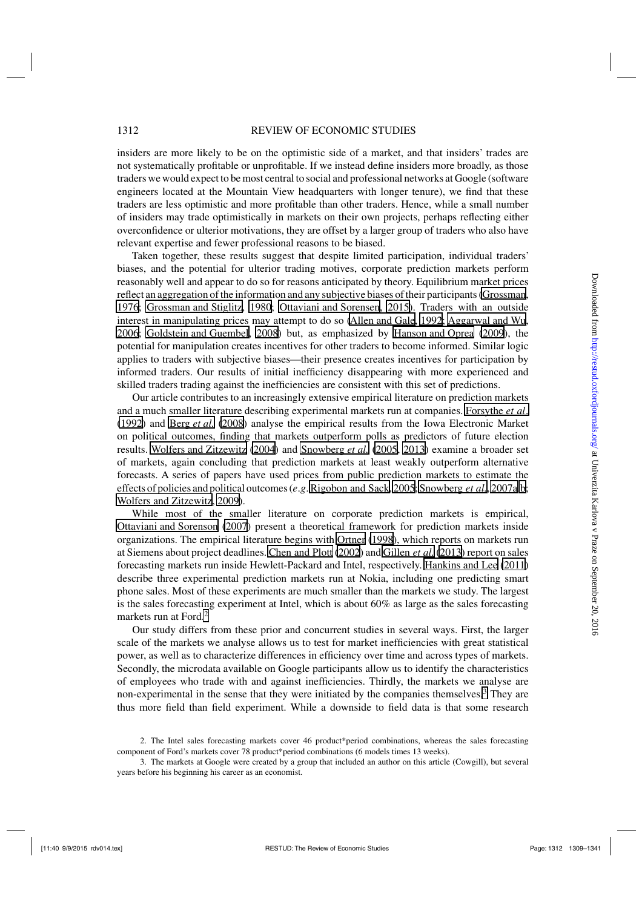insiders are more likely to be on the optimistic side of a market, and that insiders' trades are not systematically profitable or unprofitable. If we instead define insiders more broadly, as those traders we would expect to be most central to social and professional networks at Google (software engineers located at the Mountain View headquarters with longer tenure), we find that these traders are less optimistic and more profitable than other traders. Hence, while a small number of insiders may trade optimistically in markets on their own projects, perhaps reflecting either overconfidence or ulterior motivations, they are offset by a larger group of traders who also have relevant expertise and fewer professional reasons to be biased.

Taken together, these results suggest that despite limited participation, individual traders' biases, and the potential for ulterior trading motives, corporate prediction markets perform reasonably well and appear to do so for reasons anticipated by theory. Equilibrium market prices reflect an aggregation of the information and any subjective biases of their participants (Grossman, 1976; Grossman and Stiglitz, 1980; Ottaviani and Sorensen, 2015). Traders with an outside interest in manipulating prices may attempt to do so (Allen and Gale, 1992; Aggarwal and Wu, 2006; Goldstein and Guembel, 2008) but, as emphasized by Hanson and Oprea (2009), the potential for manipulation creates incentives for other traders to become informed. Similar logic applies to traders with subjective biases—their presence creates incentives for participation by informed traders. Our results of initial inefficiency disappearing with more experienced and skilled traders trading against the inefficiencies are consistent with this set of predictions.

Our article contributes to an increasingly extensive empirical literature on prediction markets and a much smaller literature describing experimental markets run at companies. Forsythe *et al.* (1992) and Berg *et al.* (2008) analyse the empirical results from the Iowa Electronic Market on political outcomes, finding that markets outperform polls as predictors of future election results. Wolfers and Zitzewitz (2004) and Snowberg *et al.* (2005, 2013) examine a broader set of markets, again concluding that prediction markets at least weakly outperform alternative forecasts. A series of papers have used prices from public prediction markets to estimate the effects of policies and political outcomes (*e.g.* Rigobon and Sack, 2005; Snowberg *et al.*, 2007a,b; Wolfers and Zitzewitz, 2009).

While most of the smaller literature on corporate prediction markets is empirical, Ottaviani and Sorenson (2007) present a theoretical framework for prediction markets inside organizations. The empirical literature begins with Ortner (1998), which reports on markets run at Siemens about project deadlines. Chen and Plott (2002) and Gillen *et al.* (2013) report on sales forecasting markets run inside Hewlett-Packard and Intel, respectively. Hankins and Lee (2011) describe three experimental prediction markets run at Nokia, including one predicting smart phone sales. Most of these experiments are much smaller than the markets we study. The largest is the sales forecasting experiment at Intel, which is about 60% as large as the sales forecasting markets run at Ford.[2]

Our study differs from these prior and concurrent studies in several ways. First, the larger scale of the markets we analyse allows us to test for market inefficiencies with great statistical power, as well as to characterize differences in efficiency over time and across types of markets. Secondly, the microdata available on Google participants allow us to identify the characteristics of employees who trade with and against inefficiencies. Thirdly, the markets we analyse are non-experimental in the sense that they were initiated by the companies themselves.[3] They are thus more field than field experiment. While a downside to field data is that some research

2. The Intel sales forecasting markets cover 46 product*period combinations, whereas the sales forecasting component of Ford's markets cover 78 product*period combinations (6 models times 13 weeks).

3. The markets at Google were created by a group that included an author on this article (Cowgill), but several years before his beginning his career as an economist.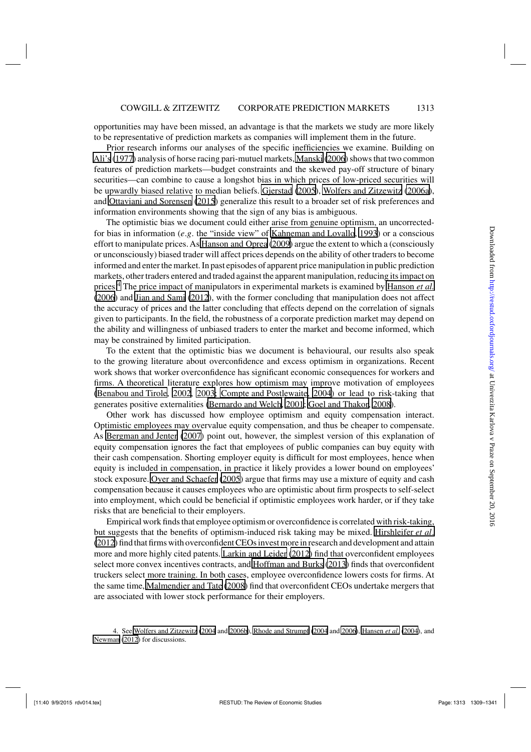opportunities may have been missed, an advantage is that the markets we study are more likely to be representative of prediction markets as companies will implement them in the future.

Prior research informs our analyses of the specific inefficiencies we examine. Building on Ali's (1977) analysis of horse racing pari-mutuel markets, Manski (2006) shows that two common features of prediction markets—budget constraints and the skewed pay-off structure of binary securities—can combine to cause a longshot bias in which prices of low-priced securities will be upwardly biased relative to median beliefs. Gjerstad (2005), Wolfers and Zitzewitz (2006a), and Ottaviani and Sorensen (2015) generalize this result to a broader set of risk preferences and information environments showing that the sign of any bias is ambiguous.

The optimistic bias we document could either arise from genuine optimism, an uncorrected-for bias in information (*e.g.* the "inside view" of Kahneman and Lovallo, 1993) or a conscious effort to manipulate prices. As Hanson and Oprea (2009) argue the extent to which a (consciously or unconsciously) biased trader will affect prices depends on the ability of other traders to become informed and enter the market. In past episodes of apparent price manipulation in public prediction markets, other traders entered and traded against the apparent manipulation, reducing its impact on prices.[4] The price impact of manipulators in experimental markets is examined by Hanson *et al.* (2006) and Jian and Sami (2012), with the former concluding that manipulation does not affect the accuracy of prices and the latter concluding that effects depend on the correlation of signals given to participants. In the field, the robustness of a corporate prediction market may depend on the ability and willingness of unbiased traders to enter the market and become informed, which may be constrained by limited participation.

To the extent that the optimistic bias we document is behavioural, our results also speak to the growing literature about overconfidence and excess optimism in organizations. Recent work shows that worker overconfidence has significant economic consequences for workers and firms. A theoretical literature explores how optimism may improve motivation of employees (Benabou and Tirole, 2002, 2003; Compte and Postlewaite, 2004) or lead to risk-taking that generates positive externalities (Bernardo and Welch, 2001; Goel and Thakor, 2008).

Other work has discussed how employee optimism and equity compensation interact. Optimistic employees may overvalue equity compensation, and thus be cheaper to compensate. As Bergman and Jenter (2007) point out, however, the simplest version of this explanation of equity compensation ignores the fact that employees of public companies can buy equity with their cash compensation. Shorting employer equity is difficult for most employees, hence when equity is included in compensation, in practice it likely provides a lower bound on employees' stock exposure. Oyer and Schaefer (2005) argue that firms may use a mixture of equity and cash compensation because it causes employees who are optimistic about firm prospects to self-select into employment, which could be beneficial if optimistic employees work harder, or if they take risks that are beneficial to their employers.

Empirical work finds that employee optimism or overconfidence is correlated with risk-taking, but suggests that the benefits of optimism-induced risk taking may be mixed. Hirshleifer *et al.* (2012) find that firms with overconfident CEOs invest more in research and development and attain more and more highly cited patents. Larkin and Leider (2012) find that overconfident employees select more convex incentives contracts, and Hoffman and Burks (2013) finds that overconfident truckers select more training. In both cases, employee overconfidence lowers costs for firms. At the same time, Malmendier and Tate (2008) find that overconfident CEOs undertake mergers that are associated with lower stock performance for their employers.

4. See Wolfers and Zitzewitz (2004 and 2006b), Rhode and Strumpf (2004 and 2006), Hansen *et al.* (2004), and Newman (2012) for discussions.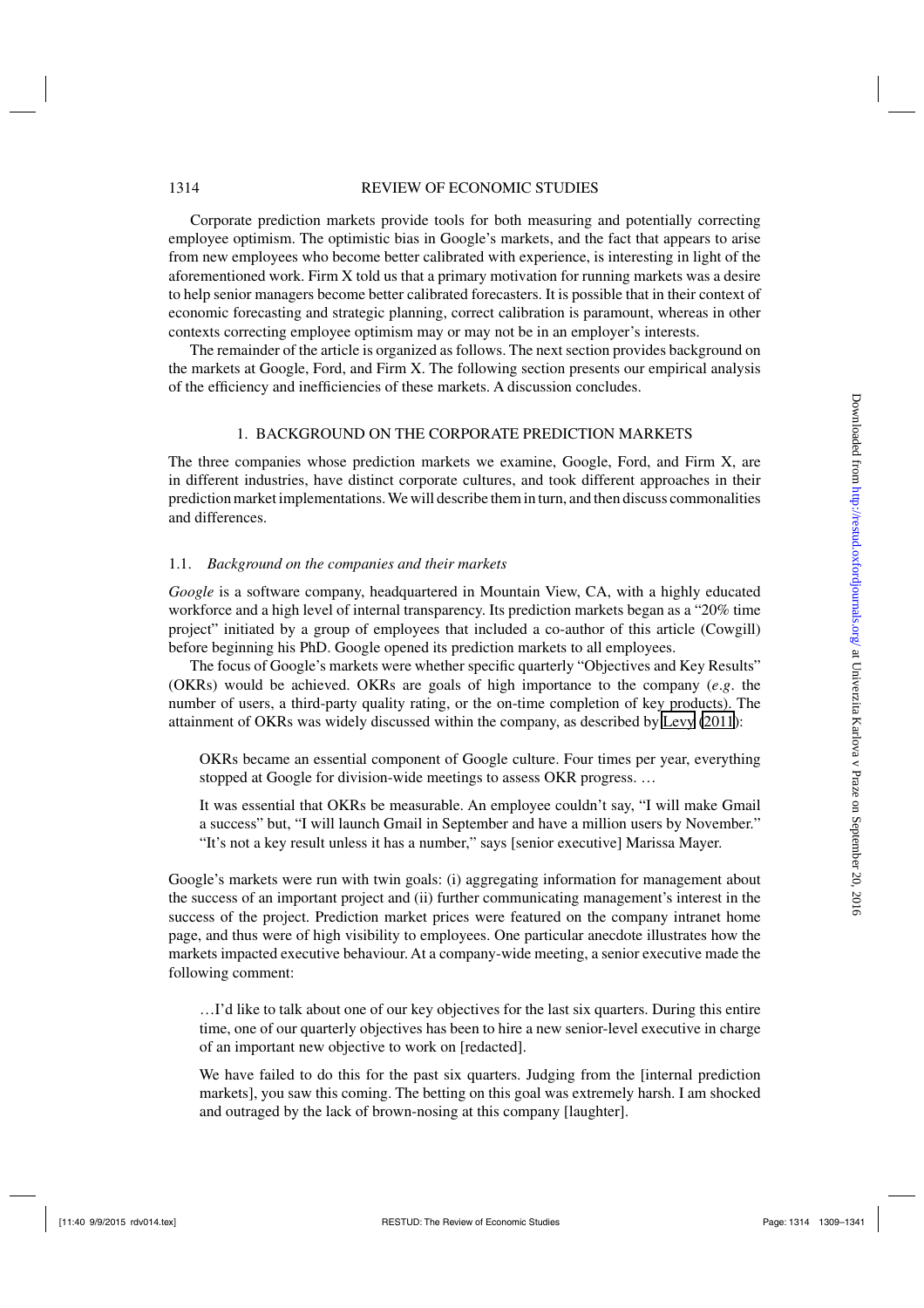Corporate prediction markets provide tools for both measuring and potentially correcting employee optimism. The optimistic bias in Google's markets, and the fact that appears to arise from new employees who become better calibrated with experience, is interesting in light of the aforementioned work. Firm X told us that a primary motivation for running markets was a desire to help senior managers become better calibrated forecasters. It is possible that in their context of economic forecasting and strategic planning, correct calibration is paramount, whereas in other contexts correcting employee optimism may or may not be in an employer's interests.

The remainder of the article is organized as follows. The next section provides background on the markets at Google, Ford, and Firm X. The following section presents our empirical analysis of the efficiency and inefficiencies of these markets. A discussion concludes.

## 1. BACKGROUND ON THE CORPORATE PREDICTION MARKETS

The three companies whose prediction markets we examine, Google, Ford, and Firm X, are in different industries, have distinct corporate cultures, and took different approaches in their prediction market implementations. We will describe them in turn, and then discuss commonalities and differences.

### 1.1. *Background on the companies and their markets*

*Google* is a software company, headquartered in Mountain View, CA, with a highly educated workforce and a high level of internal transparency. Its prediction markets began as a "20% time project" initiated by a group of employees that included a co-author of this article (Cowgill) before beginning his PhD. Google opened its prediction markets to all employees.

The focus of Google's markets were whether specific quarterly "Objectives and Key Results" (OKRs) would be achieved. OKRs are goals of high importance to the company (*e.g*. the number of users, a third-party quality rating, or the on-time completion of key products). The attainment of OKRs was widely discussed within the company, as described by Levy (2011):

> OKRs became an essential component of Google culture. Four times per year, everything stopped at Google for division-wide meetings to assess OKR progress. …
>
> It was essential that OKRs be measurable. An employee couldn't say, "I will make Gmail a success" but, "I will launch Gmail in September and have a million users by November." "It's not a key result unless it has a number," says [senior executive] Marissa Mayer.

Google's markets were run with twin goals: (i) aggregating information for management about the success of an important project and (ii) further communicating management's interest in the success of the project. Prediction market prices were featured on the company intranet home page, and thus were of high visibility to employees. One particular anecdote illustrates how the markets impacted executive behaviour. At a company-wide meeting, a senior executive made the following comment:

> …I'd like to talk about one of our key objectives for the last six quarters. During this entire time, one of our quarterly objectives has been to hire a new senior-level executive in charge of an important new objective to work on [redacted].
>
> We have failed to do this for the past six quarters. Judging from the [internal prediction markets], you saw this coming. The betting on this goal was extremely harsh. I am shocked and outraged by the lack of brown-nosing at this company [laughter].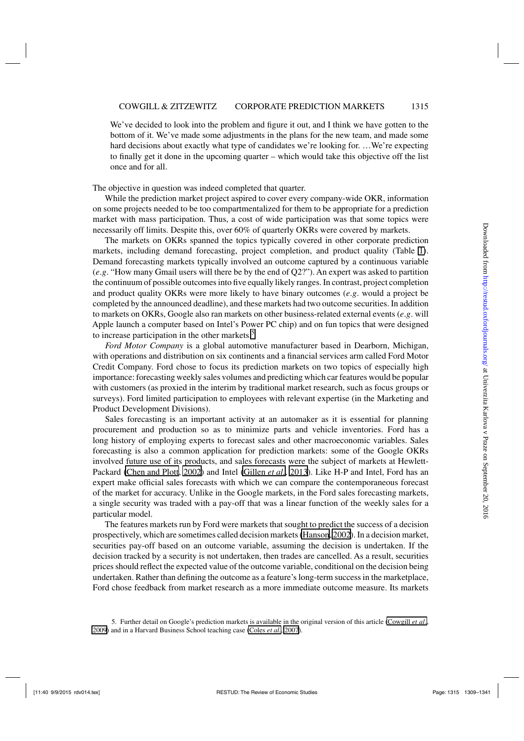> We've decided to look into the problem and figure it out, and I think we have gotten to the bottom of it. We've made some adjustments in the plans for the new team, and made some hard decisions about exactly what type of candidates we're looking for. …We're expecting to finally get it done in the upcoming quarter – which would take this objective off the list once and for all.

The objective in question was indeed completed that quarter.

While the prediction market project aspired to cover every company-wide OKR, information on some projects needed to be too compartmentalized for them to be appropriate for a prediction market with mass participation. Thus, a cost of wide participation was that some topics were necessarily off limits. Despite this, over 60% of quarterly OKRs were covered by markets.

The markets on OKRs spanned the topics typically covered in other corporate prediction markets, including demand forecasting, project completion, and product quality (Table 1). Demand forecasting markets typically involved an outcome captured by a continuous variable (*e.g.* "How many Gmail users will there be by the end of Q2?"). An expert was asked to partition the continuum of possible outcomes into five equally likely ranges. In contrast, project completion and product quality OKRs were more likely to have binary outcomes (*e.g.* would a project be completed by the announced deadline), and these markets had two outcome securities. In addition to markets on OKRs, Google also ran markets on other business-related external events (*e.g.* will Apple launch a computer based on Intel's Power PC chip) and on fun topics that were designed to increase participation in the other markets.[5]

*Ford Motor Company* is a global automotive manufacturer based in Dearborn, Michigan, with operations and distribution on six continents and a financial services arm called Ford Motor Credit Company. Ford chose to focus its prediction markets on two topics of especially high importance: forecasting weekly sales volumes and predicting which car features would be popular with customers (as proxied in the interim by traditional market research, such as focus groups or surveys). Ford limited participation to employees with relevant expertise (in the Marketing and Product Development Divisions).

Sales forecasting is an important activity at an automaker as it is essential for planning procurement and production so as to minimize parts and vehicle inventories. Ford has a long history of employing experts to forecast sales and other macroeconomic variables. Sales forecasting is also a common application for prediction markets: some of the Google OKRs involved future use of its products, and sales forecasts were the subject of markets at Hewlett-Packard (Chen and Plott, 2002) and Intel (Gillen *et al.*, 2013). Like H-P and Intel, Ford has an expert make official sales forecasts with which we can compare the contemporaneous forecast of the market for accuracy. Unlike in the Google markets, in the Ford sales forecasting markets, a single security was traded with a pay-off that was a linear function of the weekly sales for a particular model.

The features markets run by Ford were markets that sought to predict the success of a decision prospectively, which are sometimes called decision markets (Hanson, 2002). In a decision market, securities pay-off based on an outcome variable, assuming the decision is undertaken. If the decision tracked by a security is not undertaken, then trades are cancelled. As a result, securities prices should reflect the expected value of the outcome variable, conditional on the decision being undertaken. Rather than defining the outcome as a feature's long-term success in the marketplace, Ford chose feedback from market research as a more immediate outcome measure. Its markets

5. Further detail on Google's prediction markets is available in the original version of this article (Cowgill *et al.*, 2009) and in a Harvard Business School teaching case (Coles *et al.*, 2007).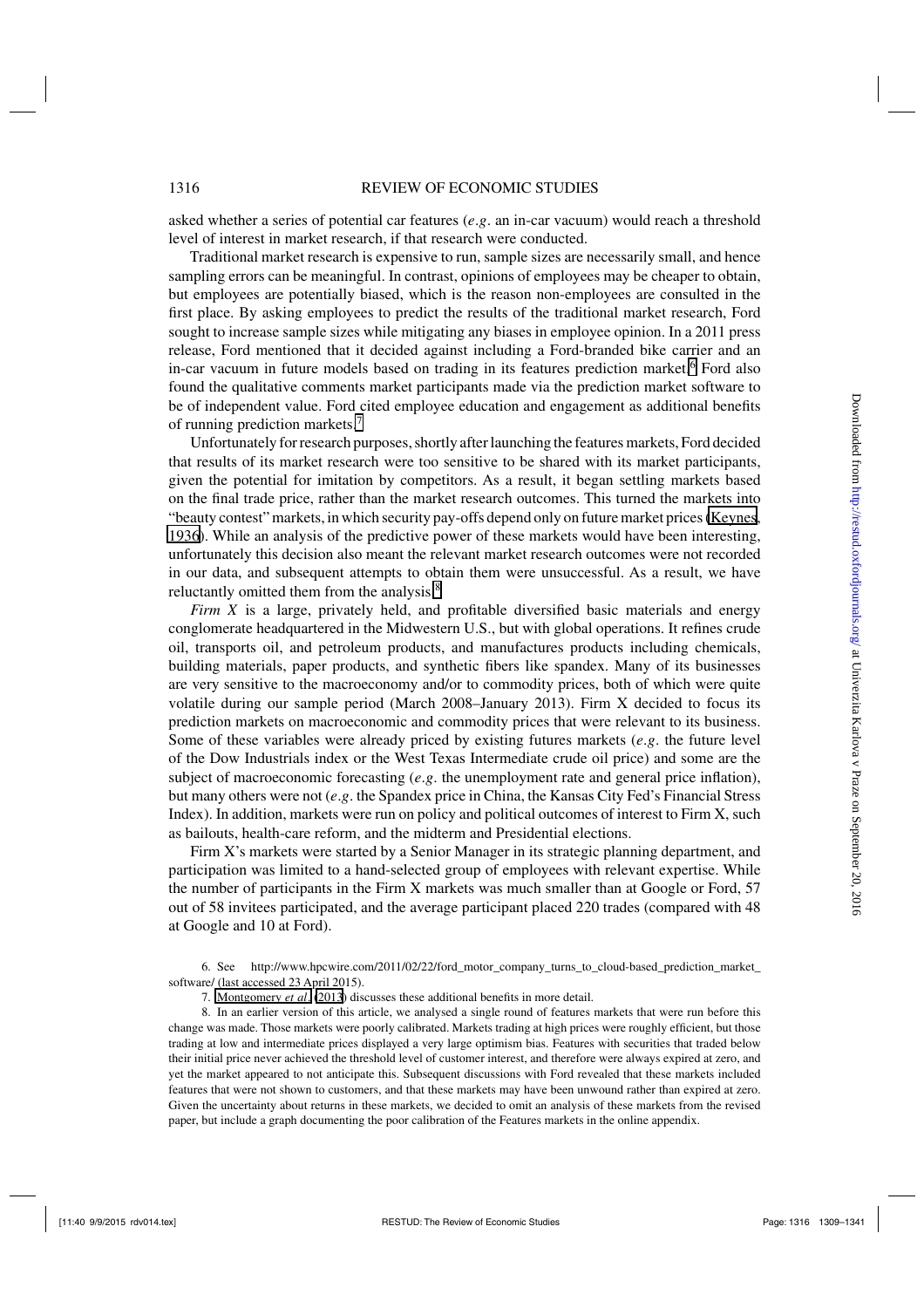asked whether a series of potential car features (*e.g.* an in-car vacuum) would reach a threshold level of interest in market research, if that research were conducted.

Traditional market research is expensive to run, sample sizes are necessarily small, and hence sampling errors can be meaningful. In contrast, opinions of employees may be cheaper to obtain, but employees are potentially biased, which is the reason non-employees are consulted in the first place. By asking employees to predict the results of the traditional market research, Ford sought to increase sample sizes while mitigating any biases in employee opinion. In a 2011 press release, Ford mentioned that it decided against including a Ford-branded bike carrier and an in-car vacuum in future models based on trading in its features prediction market.[6] Ford also found the qualitative comments market participants made via the prediction market software to be of independent value. Ford cited employee education and engagement as additional benefits of running prediction markets.[7]

Unfortunately for research purposes, shortly after launching the features markets, Ford decided that results of its market research were too sensitive to be shared with its market participants, given the potential for imitation by competitors. As a result, it began settling markets based on the final trade price, rather than the market research outcomes. This turned the markets into "beauty contest" markets, in which security pay-offs depend only on future market prices (Keynes, 1936). While an analysis of the predictive power of these markets would have been interesting, unfortunately this decision also meant the relevant market research outcomes were not recorded in our data, and subsequent attempts to obtain them were unsuccessful. As a result, we have reluctantly omitted them from the analysis.[8]

*Firm X* is a large, privately held, and profitable diversified basic materials and energy conglomerate headquartered in the Midwestern U.S., but with global operations. It refines crude oil, transports oil, and petroleum products, and manufactures products including chemicals, building materials, paper products, and synthetic fibers like spandex. Many of its businesses are very sensitive to the macroeconomy and/or to commodity prices, both of which were quite volatile during our sample period (March 2008–January 2013). Firm X decided to focus its prediction markets on macroeconomic and commodity prices that were relevant to its business. Some of these variables were already priced by existing futures markets (*e.g.* the future level of the Dow Industrials index or the West Texas Intermediate crude oil price) and some are the subject of macroeconomic forecasting (*e.g.* the unemployment rate and general price inflation), but many others were not (*e.g.* the Spandex price in China, the Kansas City Fed's Financial Stress Index). In addition, markets were run on policy and political outcomes of interest to Firm X, such as bailouts, health-care reform, and the midterm and Presidential elections.

Firm X's markets were started by a Senior Manager in its strategic planning department, and participation was limited to a hand-selected group of employees with relevant expertise. While the number of participants in the Firm X markets was much smaller than at Google or Ford, 57 out of 58 invitees participated, and the average participant placed 220 trades (compared with 48 at Google and 10 at Ford).

6. See http://www.hpcwire.com/2011/02/22/ford_motor_company_turns_to_cloud-based_prediction_market_software/ (last accessed 23 April 2015).

7. Montgomery *et al.* (2013) discusses these additional benefits in more detail.

8. In an earlier version of this article, we analysed a single round of features markets that were run before this change was made. Those markets were poorly calibrated. Markets trading at high prices were roughly efficient, but those trading at low and intermediate prices displayed a very large optimism bias. Features with securities that traded below their initial price never achieved the threshold level of customer interest, and therefore were always expired at zero, and yet the market appeared to not anticipate this. Subsequent discussions with Ford revealed that these markets included features that were not shown to customers, and that these markets may have been unwound rather than expired at zero. Given the uncertainty about returns in these markets, we decided to omit an analysis of these markets from the revised paper, but include a graph documenting the poor calibration of the Features markets in the online appendix.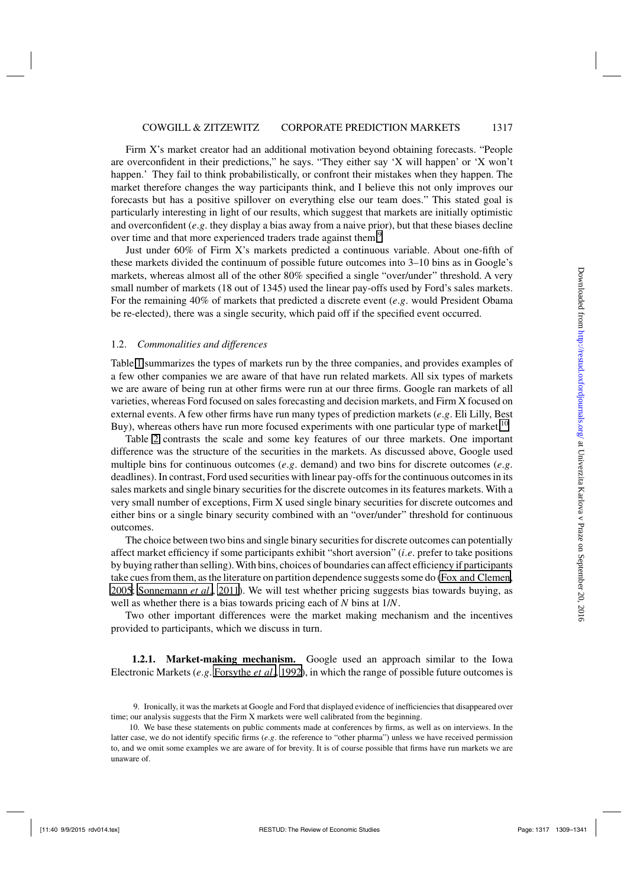Firm X's market creator had an additional motivation beyond obtaining forecasts. "People are overconfident in their predictions," he says. "They either say 'X will happen' or 'X won't happen.' They fail to think probabilistically, or confront their mistakes when they happen. The market therefore changes the way participants think, and I believe this not only improves our forecasts but has a positive spillover on everything else our team does." This stated goal is particularly interesting in light of our results, which suggest that markets are initially optimistic and overconfident (*e.g.* they display a bias away from a naive prior), but that these biases decline over time and that more experienced traders trade against them.[9]

Just under 60% of Firm X's markets predicted a continuous variable. About one-fifth of these markets divided the continuum of possible future outcomes into 3–10 bins as in Google's markets, whereas almost all of the other 80% specified a single "over/under" threshold. A very small number of markets (18 out of 1345) used the linear pay-offs used by Ford's sales markets. For the remaining 40% of markets that predicted a discrete event (*e.g.* would President Obama be re-elected), there was a single security, which paid off if the specified event occurred.

### 1.2. *Commonalities and differences*

Table 1 summarizes the types of markets run by the three companies, and provides examples of a few other companies we are aware of that have run related markets. All six types of markets we are aware of being run at other firms were run at our three firms. Google ran markets of all varieties, whereas Ford focused on sales forecasting and decision markets, and Firm X focused on external events. A few other firms have run many types of prediction markets (*e.g.* Eli Lilly, Best Buy), whereas others have run more focused experiments with one particular type of market.[10]

Table 2 contrasts the scale and some key features of our three markets. One important difference was the structure of the securities in the markets. As discussed above, Google used multiple bins for continuous outcomes (*e.g.* demand) and two bins for discrete outcomes (*e.g.* deadlines). In contrast, Ford used securities with linear pay-offs for the continuous outcomes in its sales markets and single binary securities for the discrete outcomes in its features markets. With a very small number of exceptions, Firm X used single binary securities for discrete outcomes and either bins or a single binary security combined with an "over/under" threshold for continuous outcomes.

The choice between two bins and single binary securities for discrete outcomes can potentially affect market efficiency if some participants exhibit "short aversion" (*i.e.* prefer to take positions by buying rather than selling). With bins, choices of boundaries can affect efficiency if participants take cues from them, as the literature on partition dependence suggests some do (Fox and Clemen, 2005; Sonnemann *et al.*, 2011). We will test whether pricing suggests bias towards buying, as well as whether there is a bias towards pricing each of $N$ bins at $1/N$.

Two other important differences were the market making mechanism and the incentives provided to participants, which we discuss in turn.

#### 1.2.1. Market-making mechanism.

Google used an approach similar to the Iowa Electronic Markets (*e.g.* Forsythe *et al.*, 1992), in which the range of possible future outcomes is

9. Ironically, it was the markets at Google and Ford that displayed evidence of inefficiencies that disappeared over time; our analysis suggests that the Firm X markets were well calibrated from the beginning.

10. We base these statements on public comments made at conferences by firms, as well as on interviews. In the latter case, we do not identify specific firms (*e.g.* the reference to "other pharma") unless we have received permission to, and we omit some examples we are aware of for brevity. It is of course possible that firms have run markets we are unaware of.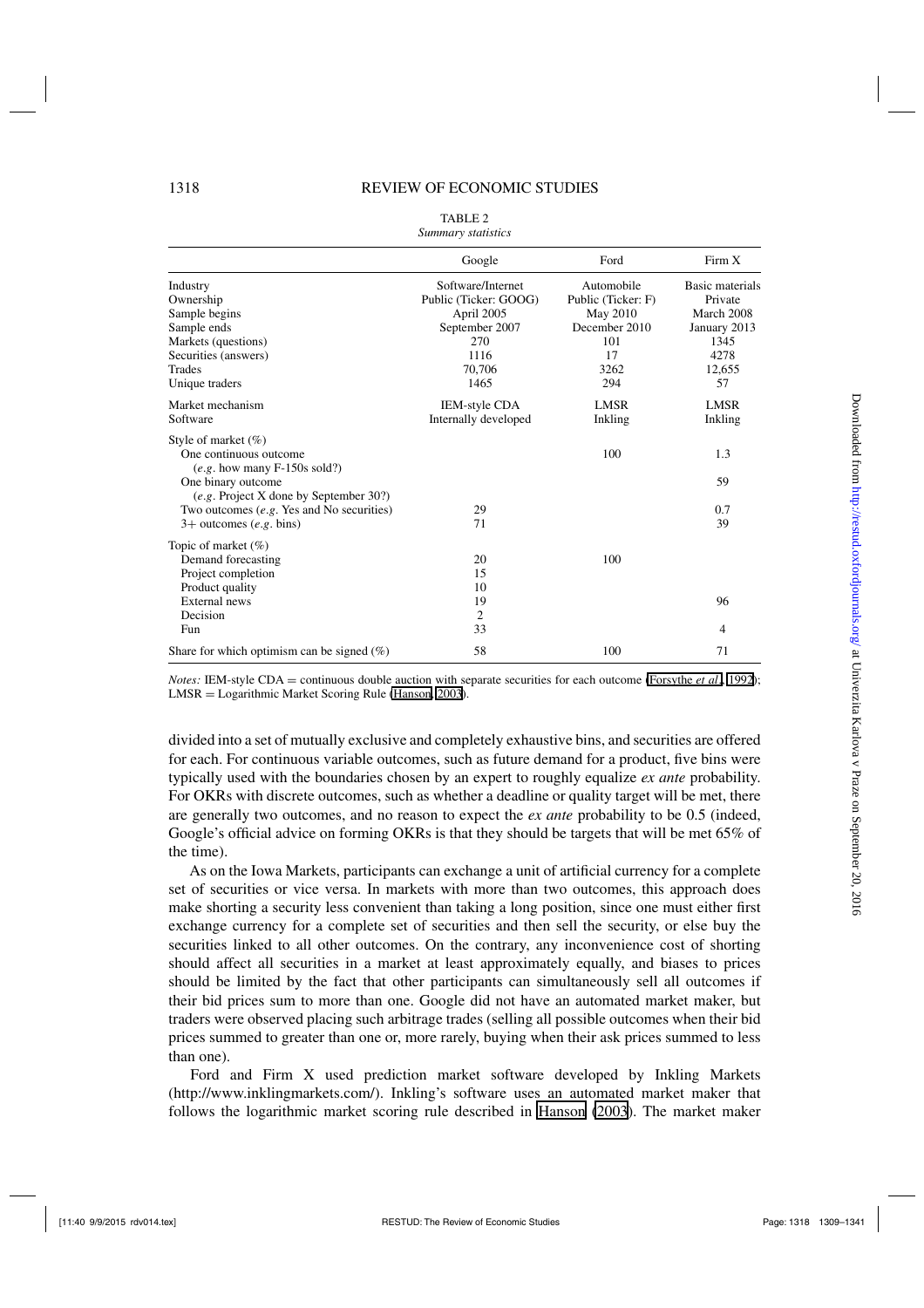TABLE 2
*Summary statistics*

| | Google | Ford | Firm X |
|---|---|---|---|
| Industry | Software/Internet | Automobile | Basic materials |
| Ownership | Public (Ticker: GOOG) | Public (Ticker: F) | Private |
| Sample begins | April 2005 | May 2010 | March 2008 |
| Sample ends | September 2007 | December 2010 | January 2013 |
| Markets (questions) | 270 | 101 | 1345 |
| Securities (answers) | 1116 | 17 | 4278 |
| Trades | 70,706 | 3262 | 12,655 |
| Unique traders | 1465 | 294 | 57 |
| Market mechanism | IEM-style CDA | LMSR | LMSR |
| Software | Internally developed | Inkling | Inkling |
| Style of market (%) | | | |
| One continuous outcome (*e.g.* how many F-150s sold?) | | 100 | 1.3 |
| One binary outcome (*e.g.* Project X done by September 30?) | | | 59 |
| Two outcomes (*e.g.* Yes and No securities) | 29 | | 0.7 |
| 3+ outcomes (*e.g.* bins) | 71 | | 39 |
| Topic of market (%) | | | |
| Demand forecasting | 20 | 100 | |
| Project completion | 15 | | |
| Product quality | 10 | | |
| External news | 19 | | 96 |
| Decision | 2 | | |
| Fun | 33 | | 4 |
| Share for which optimism can be signed (%) | 58 | 100 | 71 |

*Notes:* IEM-style CDA = continuous double auction with separate securities for each outcome (Forsythe *et al.*, 1992); LMSR = Logarithmic Market Scoring Rule (Hanson, 2003).

divided into a set of mutually exclusive and completely exhaustive bins, and securities are offered for each. For continuous variable outcomes, such as future demand for a product, five bins were typically used with the boundaries chosen by an expert to roughly equalize *ex ante* probability. For OKRs with discrete outcomes, such as whether a deadline or quality target will be met, there are generally two outcomes, and no reason to expect the *ex ante* probability to be 0.5 (indeed, Google's official advice on forming OKRs is that they should be targets that will be met 65% of the time).

As on the Iowa Markets, participants can exchange a unit of artificial currency for a complete set of securities or vice versa. In markets with more than two outcomes, this approach does make shorting a security less convenient than taking a long position, since one must either first exchange currency for a complete set of securities and then sell the security, or else buy the securities linked to all other outcomes. On the contrary, any inconvenience cost of shorting should affect all securities in a market at least approximately equally, and biases to prices should be limited by the fact that other participants can simultaneously sell all outcomes if their bid prices sum to more than one. Google did not have an automated market maker, but traders were observed placing such arbitrage trades (selling all possible outcomes when their bid prices summed to greater than one or, more rarely, buying when their ask prices summed to less than one).

Ford and Firm X used prediction market software developed by Inkling Markets (http://www.inklingmarkets.com/). Inkling's software uses an automated market maker that follows the logarithmic market scoring rule described in Hanson (2003). The market maker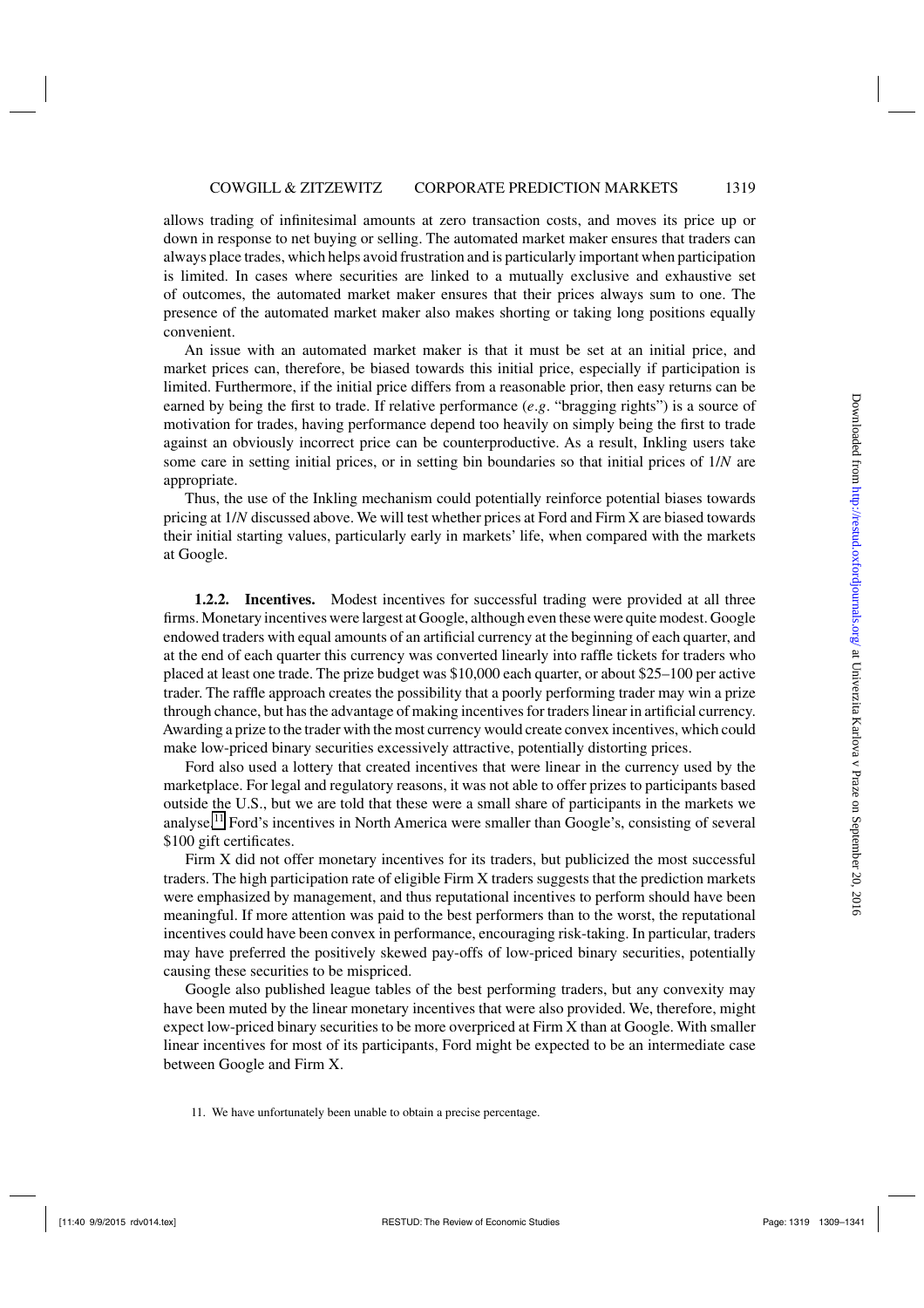allows trading of infinitesimal amounts at zero transaction costs, and moves its price up or down in response to net buying or selling. The automated market maker ensures that traders can always place trades, which helps avoid frustration and is particularly important when participation is limited. In cases where securities are linked to a mutually exclusive and exhaustive set of outcomes, the automated market maker ensures that their prices always sum to one. The presence of the automated market maker also makes shorting or taking long positions equally convenient.

An issue with an automated market maker is that it must be set at an initial price, and market prices can, therefore, be biased towards this initial price, especially if participation is limited. Furthermore, if the initial price differs from a reasonable prior, then easy returns can be earned by being the first to trade. If relative performance (*e.g.* "bragging rights") is a source of motivation for trades, having performance depend too heavily on simply being the first to trade against an obviously incorrect price can be counterproductive. As a result, Inkling users take some care in setting initial prices, or in setting bin boundaries so that initial prices of $1/N$ are appropriate.

Thus, the use of the Inkling mechanism could potentially reinforce potential biases towards pricing at $1/N$ discussed above. We will test whether prices at Ford and Firm X are biased towards their initial starting values, particularly early in markets' life, when compared with the markets at Google.

**1.2.2. Incentives.** Modest incentives for successful trading were provided at all three firms. Monetary incentives were largest at Google, although even these were quite modest. Google endowed traders with equal amounts of an artificial currency at the beginning of each quarter, and at the end of each quarter this currency was converted linearly into raffle tickets for traders who placed at least one trade. The prize budget was \$10,000 each quarter, or about \$25–100 per active trader. The raffle approach creates the possibility that a poorly performing trader may win a prize through chance, but has the advantage of making incentives for traders linear in artificial currency. Awarding a prize to the trader with the most currency would create convex incentives, which could make low-priced binary securities excessively attractive, potentially distorting prices.

Ford also used a lottery that created incentives that were linear in the currency used by the marketplace. For legal and regulatory reasons, it was not able to offer prizes to participants based outside the U.S., but we are told that these were a small share of participants in the markets we analyse.[11] Ford's incentives in North America were smaller than Google's, consisting of several \$100 gift certificates.

Firm X did not offer monetary incentives for its traders, but publicized the most successful traders. The high participation rate of eligible Firm X traders suggests that the prediction markets were emphasized by management, and thus reputational incentives to perform should have been meaningful. If more attention was paid to the best performers than to the worst, the reputational incentives could have been convex in performance, encouraging risk-taking. In particular, traders may have preferred the positively skewed pay-offs of low-priced binary securities, potentially causing these securities to be mispriced.

Google also published league tables of the best performing traders, but any convexity may have been muted by the linear monetary incentives that were also provided. We, therefore, might expect low-priced binary securities to be more overpriced at Firm X than at Google. With smaller linear incentives for most of its participants, Ford might be expected to be an intermediate case between Google and Firm X.

11. We have unfortunately been unable to obtain a precise percentage.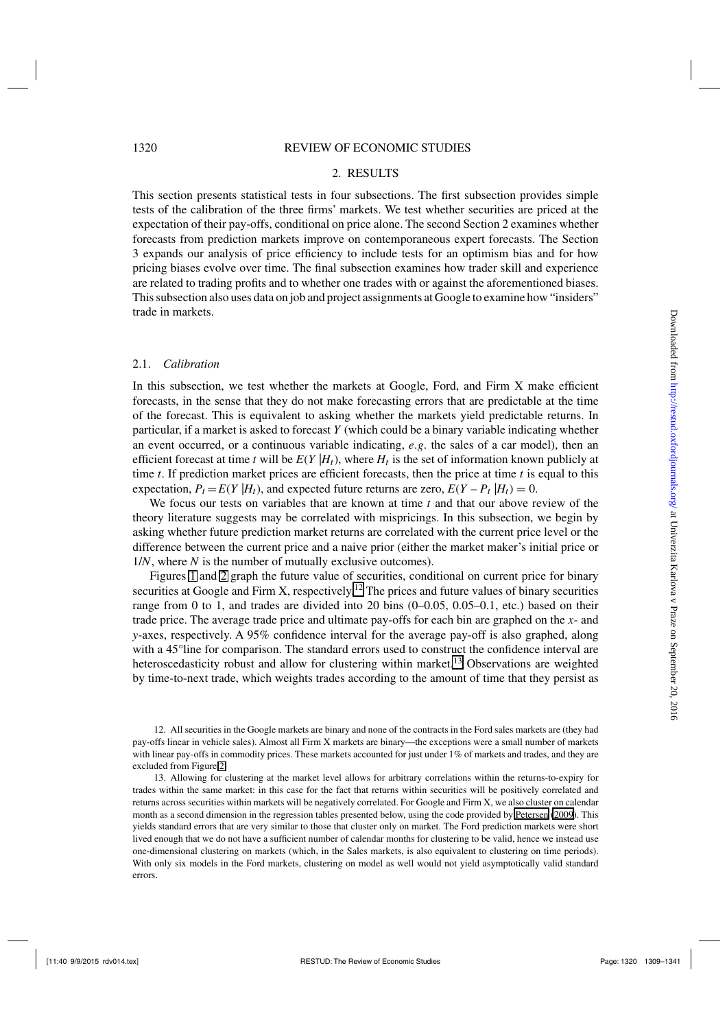## 2. RESULTS

This section presents statistical tests in four subsections. The first subsection provides simple tests of the calibration of the three firms' markets. We test whether securities are priced at the expectation of their pay-offs, conditional on price alone. The second Section 2 examines whether forecasts from prediction markets improve on contemporaneous expert forecasts. The Section 3 expands our analysis of price efficiency to include tests for an optimism bias and for how pricing biases evolve over time. The final subsection examines how trader skill and experience are related to trading profits and to whether one trades with or against the aforementioned biases. This subsection also uses data on job and project assignments at Google to examine how "insiders" trade in markets.

### 2.1. *Calibration*

In this subsection, we test whether the markets at Google, Ford, and Firm X make efficient forecasts, in the sense that they do not make forecasting errors that are predictable at the time of the forecast. This is equivalent to asking whether the markets yield predictable returns. In particular, if a market is asked to forecast $Y$ (which could be a binary variable indicating whether an event occurred, or a continuous variable indicating, *e.g*. the sales of a car model), then an efficient forecast at time $t$ will be $E(Y|H_t)$, where $H_t$ is the set of information known publicly at time $t$. If prediction market prices are efficient forecasts, then the price at time $t$ is equal to this expectation, $P_t = E(Y|H_t)$, and expected future returns are zero, $E(Y - P_t|H_t) = 0$.

We focus our tests on variables that are known at time $t$ and that our above review of the theory literature suggests may be correlated with mispricings. In this subsection, we begin by asking whether future prediction market returns are correlated with the current price level or the difference between the current price and a naive prior (either the market maker's initial price or $1/N$, where $N$ is the number of mutually exclusive outcomes).

Figures 1 and 2 graph the future value of securities, conditional on current price for binary securities at Google and Firm X, respectively.[12] The prices and future values of binary securities range from 0 to 1, and trades are divided into 20 bins (0–0.05, 0.05–0.1, etc.) based on their trade price. The average trade price and ultimate pay-offs for each bin are graphed on the $x$- and $y$-axes, respectively. A 95% confidence interval for the average pay-off is also graphed, along with a 45°line for comparison. The standard errors used to construct the confidence interval are heteroscedasticity robust and allow for clustering within market.[13] Observations are weighted by time-to-next trade, which weights trades according to the amount of time that they persist as

12. All securities in the Google markets are binary and none of the contracts in the Ford sales markets are (they had pay-offs linear in vehicle sales). Almost all Firm X markets are binary—the exceptions were a small number of markets with linear pay-offs in commodity prices. These markets accounted for just under 1% of markets and trades, and they are excluded from Figure 2.

13. Allowing for clustering at the market level allows for arbitrary correlations within the returns-to-expiry for trades within the same market: in this case for the fact that returns within securities will be positively correlated and returns across securities within markets will be negatively correlated. For Google and Firm X, we also cluster on calendar month as a second dimension in the regression tables presented below, using the code provided by Petersen (2009). This yields standard errors that are very similar to those that cluster only on market. The Ford prediction markets were short lived enough that we do not have a sufficient number of calendar months for clustering to be valid, hence we instead use one-dimensional clustering on markets (which, in the Sales markets, is also equivalent to clustering on time periods). With only six models in the Ford markets, clustering on model as well would not yield asymptotically valid standard errors.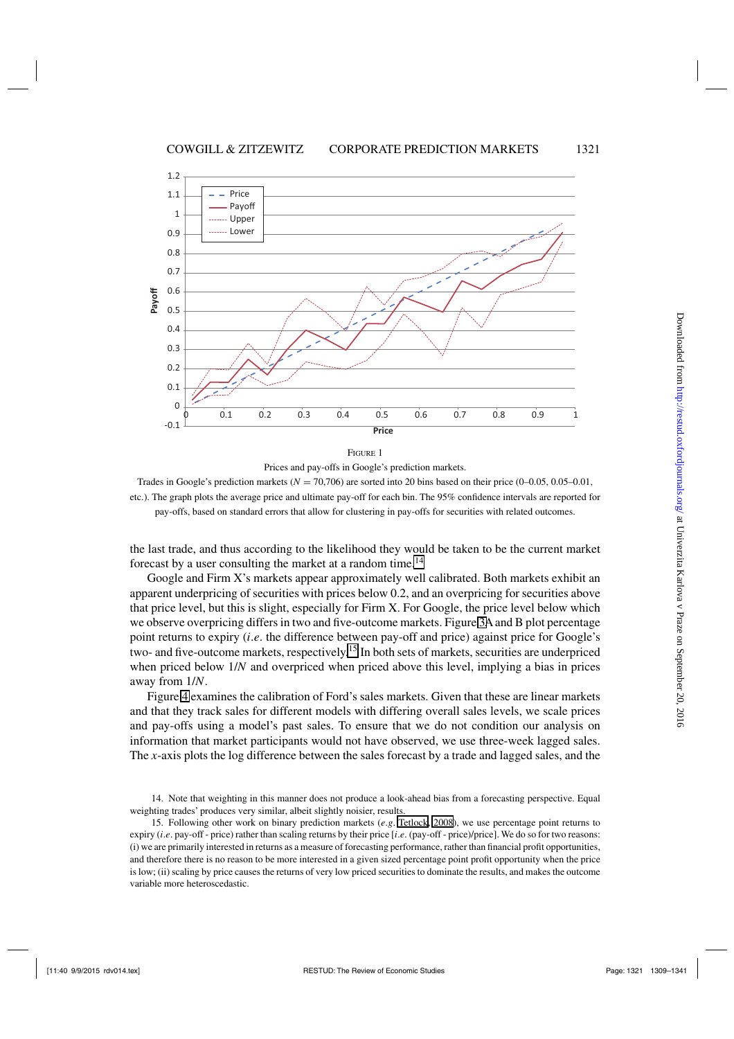FIGURE 1

Prices and pay-offs in Google's prediction markets.

Trades in Google's prediction markets ($N = 70{,}706$) are sorted into 20 bins based on their price (0–0.05, 0.05–0.01, etc.). The graph plots the average price and ultimate pay-off for each bin. The 95% confidence intervals are reported for pay-offs, based on standard errors that allow for clustering in pay-offs for securities with related outcomes.

the last trade, and thus according to the likelihood they would be taken to be the current market forecast by a user consulting the market at a random time.[14]

Google and Firm X's markets appear approximately well calibrated. Both markets exhibit an apparent underpricing of securities with prices below 0.2, and an overpricing for securities above that price level, but this is slight, especially for Firm X. For Google, the price level below which we observe overpricing differs in two and five-outcome markets. Figure 3A and B plot percentage point returns to expiry (*i.e.* the difference between pay-off and price) against price for Google's two- and five-outcome markets, respectively.[15] In both sets of markets, securities are underpriced when priced below $1/N$ and overpriced when priced above this level, implying a bias in prices away from $1/N$.

Figure 4 examines the calibration of Ford's sales markets. Given that these are linear markets and that they track sales for different models with differing overall sales levels, we scale prices and pay-offs using a model's past sales. To ensure that we do not condition our analysis on information that market participants would not have observed, we use three-week lagged sales. The *x*-axis plots the log difference between the sales forecast by a trade and lagged sales, and the

14. Note that weighting in this manner does not produce a look-ahead bias from a forecasting perspective. Equal weighting trades' produces very similar, albeit slightly noisier, results.

15. Following other work on binary prediction markets (*e.g.* Tetlock, 2008), we use percentage point returns to expiry (*i.e.* pay-off - price) rather than scaling returns by their price [*i.e.* (pay-off - price)/price]. We do so for two reasons: (i) we are primarily interested in returns as a measure of forecasting performance, rather than financial profit opportunities, and therefore there is no reason to be more interested in a given sized percentage point profit opportunity when the price is low; (ii) scaling by price causes the returns of very low priced securities to dominate the results, and makes the outcome variable more heteroscedastic.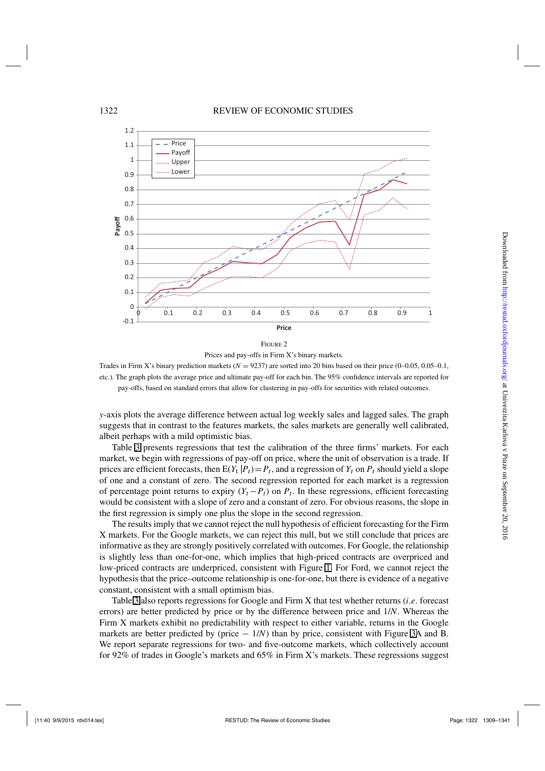FIGURE 2

Prices and pay-offs in Firm X's binary markets.

Trades in Firm X's binary prediction markets ($N = 9237$) are sorted into 20 bins based on their price (0–0.05, 0.05–0.1, etc.). The graph plots the average price and ultimate pay-off for each bin. The 95% confidence intervals are reported for pay-offs, based on standard errors that allow for clustering in pay-offs for securities with related outcomes.

$y$-axis plots the average difference between actual log weekly sales and lagged sales. The graph suggests that in contrast to the features markets, the sales markets are generally well calibrated, albeit perhaps with a mild optimistic bias.

Table 3 presents regressions that test the calibration of the three firms' markets. For each market, we begin with regressions of pay-off on price, where the unit of observation is a trade. If prices are efficient forecasts, then $E(Y_t | P_t) = P_t$, and a regression of $Y_t$ on $P_t$ should yield a slope of one and a constant of zero. The second regression reported for each market is a regression of percentage point returns to expiry $(Y_t - P_t)$ on $P_t$. In these regressions, efficient forecasting would be consistent with a slope of zero and a constant of zero. For obvious reasons, the slope in the first regression is simply one plus the slope in the second regression.

The results imply that we cannot reject the null hypothesis of efficient forecasting for the Firm X markets. For the Google markets, we can reject this null, but we still conclude that prices are informative as they are strongly positively correlated with outcomes. For Google, the relationship is slightly less than one-for-one, which implies that high-priced contracts are overpriced and low-priced contracts are underpriced, consistent with Figure 1. For Ford, we cannot reject the hypothesis that the price–outcome relationship is one-for-one, but there is evidence of a negative constant, consistent with a small optimism bias.

Table 3 also reports regressions for Google and Firm X that test whether returns (*i.e.* forecast errors) are better predicted by price or by the difference between price and $1/N$. Whereas the Firm X markets exhibit no predictability with respect to either variable, returns in the Google markets are better predicted by (price $-$ $1/N$) than by price, consistent with Figure 3A and B. We report separate regressions for two- and five-outcome markets, which collectively account for 92% of trades in Google's markets and 65% in Firm X's markets. These regressions suggest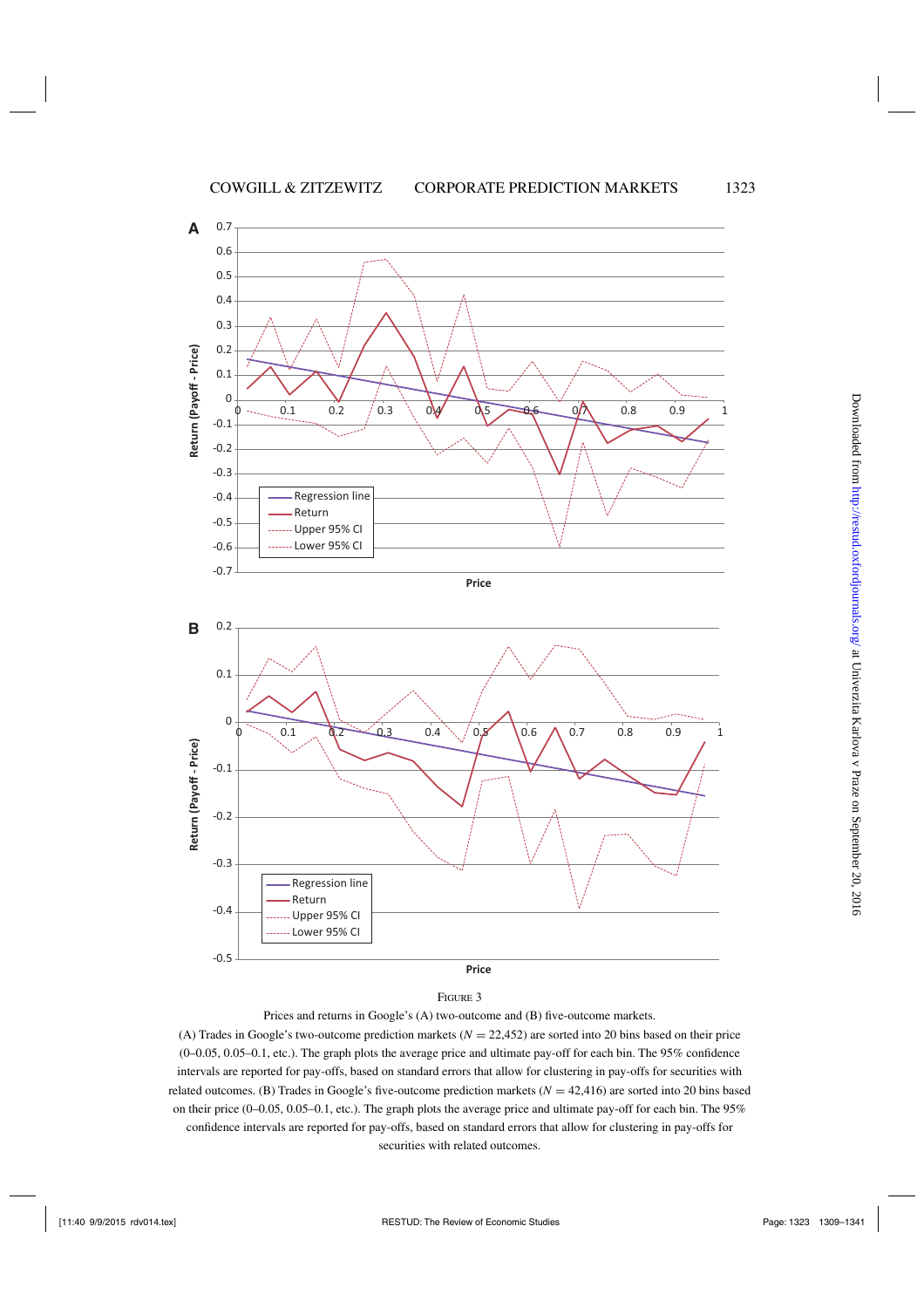FIGURE 3

Prices and returns in Google's (A) two-outcome and (B) five-outcome markets.

(A) Trades in Google's two-outcome prediction markets ($N = 22{,}452$) are sorted into 20 bins based on their price (0–0.05, 0.05–0.1, etc.). The graph plots the average price and ultimate pay-off for each bin. The 95% confidence intervals are reported for pay-offs, based on standard errors that allow for clustering in pay-offs for securities with related outcomes. (B) Trades in Google's five-outcome prediction markets ($N = 42{,}416$) are sorted into 20 bins based on their price (0–0.05, 0.05–0.1, etc.). The graph plots the average price and ultimate pay-off for each bin. The 95% confidence intervals are reported for pay-offs, based on standard errors that allow for clustering in pay-offs for securities with related outcomes.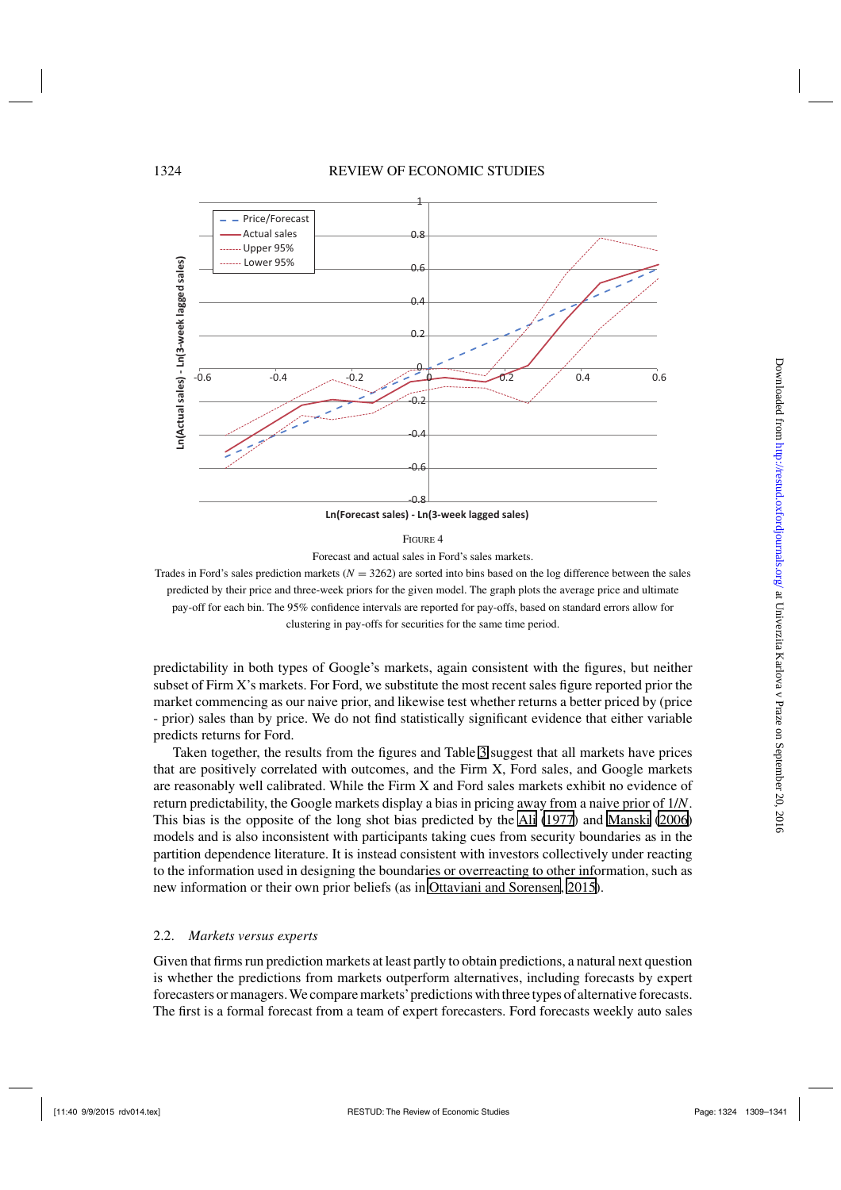Figure 4

Forecast and actual sales in Ford's sales markets.

Trades in Ford's sales prediction markets ($N = 3262$) are sorted into bins based on the log difference between the sales predicted by their price and three-week priors for the given model. The graph plots the average price and ultimate pay-off for each bin. The 95% confidence intervals are reported for pay-offs, based on standard errors allow for clustering in pay-offs for securities for the same time period.

predictability in both types of Google's markets, again consistent with the figures, but neither subset of Firm X's markets. For Ford, we substitute the most recent sales figure reported prior the market commencing as our naive prior, and likewise test whether returns a better priced by (price - prior) sales than by price. We do not find statistically significant evidence that either variable predicts returns for Ford.

Taken together, the results from the figures and Table 3 suggest that all markets have prices that are positively correlated with outcomes, and the Firm X, Ford sales, and Google markets are reasonably well calibrated. While the Firm X and Ford sales markets exhibit no evidence of return predictability, the Google markets display a bias in pricing away from a naive prior of $1/N$. This bias is the opposite of the long shot bias predicted by the Ali (1977) and Manski (2006) models and is also inconsistent with participants taking cues from security boundaries as in the partition dependence literature. It is instead consistent with investors collectively under reacting to the information used in designing the boundaries or overreacting to other information, such as new information or their own prior beliefs (as in Ottaviani and Sorensen, 2015).

### 2.2. *Markets versus experts*

Given that firms run prediction markets at least partly to obtain predictions, a natural next question is whether the predictions from markets outperform alternatives, including forecasts by expert forecasters or managers. We compare markets' predictions with three types of alternative forecasts. The first is a formal forecast from a team of expert forecasters. Ford forecasts weekly auto sales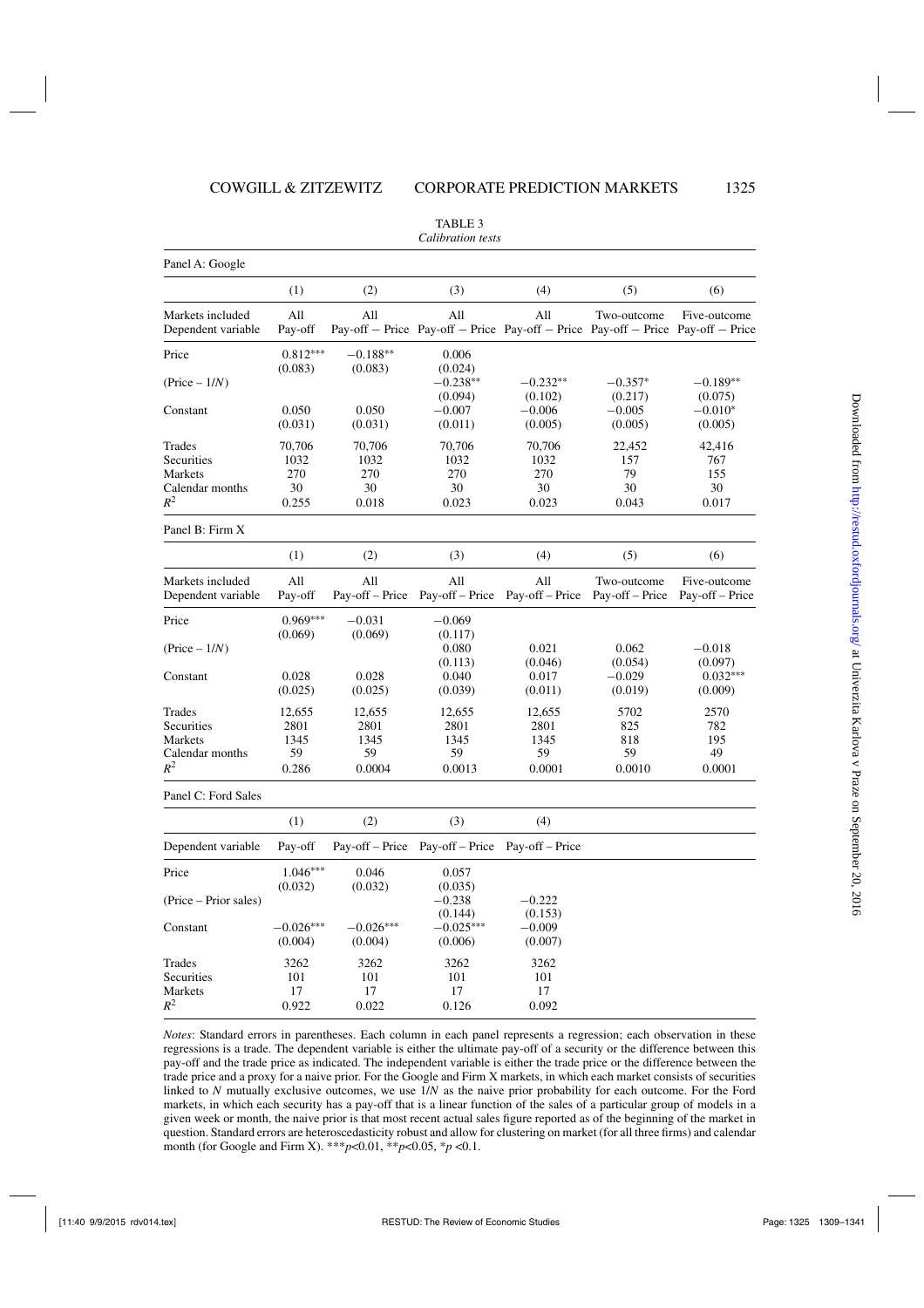TABLE 3

*Calibration tests*

Panel A: Google

| | (1) | (2) | (3) | (4) | (5) | (6) |
|---|---|---|---|---|---|---|
| Markets included | All | All | All | All | Two-outcome | Five-outcome |
| Dependent variable | Pay-off | Pay-off − Price | Pay-off − Price | Pay-off − Price | Pay-off − Price | Pay-off − Price |
| Price | 0.812*** | −0.188** | 0.006 | | | |
| | (0.083) | (0.083) | (0.024) | | | |
| (Price − 1/*N*) | | | −0.238** | −0.232** | −0.357* | −0.189** |
| | | | (0.094) | (0.102) | (0.217) | (0.075) |
| Constant | 0.050 | 0.050 | −0.007 | −0.006 | −0.005 | −0.010* |
| | (0.031) | (0.031) | (0.011) | (0.005) | (0.005) | (0.005) |
| Trades | 70,706 | 70,706 | 70,706 | 70,706 | 22,452 | 42,416 |
| Securities | 1032 | 1032 | 1032 | 1032 | 157 | 767 |
| Markets | 270 | 270 | 270 | 270 | 79 | 155 |
| Calendar months | 30 | 30 | 30 | 30 | 30 | 30 |
| $R^2$ | 0.255 | 0.018 | 0.023 | 0.023 | 0.043 | 0.017 |

Panel B: Firm X

| | (1) | (2) | (3) | (4) | (5) | (6) |
|---|---|---|---|---|---|---|
| Markets included | All | All | All | All | Two-outcome | Five-outcome |
| Dependent variable | Pay-off | Pay-off – Price | Pay-off – Price | Pay-off – Price | Pay-off – Price | Pay-off – Price |
| Price | 0.969*** | −0.031 | −0.069 | | | |
| | (0.069) | (0.069) | (0.117) | | | |
| (Price − 1/*N*) | | | 0.080 | 0.021 | 0.062 | −0.018 |
| | | | (0.113) | (0.046) | (0.054) | (0.097) |
| Constant | 0.028 | 0.028 | 0.040 | 0.017 | −0.029 | 0.032*** |
| | (0.025) | (0.025) | (0.039) | (0.011) | (0.019) | (0.009) |
| Trades | 12,655 | 12,655 | 12,655 | 12,655 | 5702 | 2570 |
| Securities | 2801 | 2801 | 2801 | 2801 | 825 | 782 |
| Markets | 1345 | 1345 | 1345 | 1345 | 818 | 195 |
| Calendar months | 59 | 59 | 59 | 59 | 59 | 49 |
| $R^2$ | 0.286 | 0.0004 | 0.0013 | 0.0001 | 0.0010 | 0.0001 |

Panel C: Ford Sales

| | (1) | (2) | (3) | (4) |
|---|---|---|---|---|
| Dependent variable | Pay-off | Pay-off – Price | Pay-off – Price | Pay-off – Price |
| Price | 1.046*** | 0.046 | 0.057 | |
| | (0.032) | (0.032) | (0.035) | |
| (Price – Prior sales) | | | −0.238 | −0.222 |
| | | | (0.144) | (0.153) |
| Constant | −0.026*** | −0.026*** | −0.025*** | −0.009 |
| | (0.004) | (0.004) | (0.006) | (0.007) |
| Trades | 3262 | 3262 | 3262 | 3262 |
| Securities | 101 | 101 | 101 | 101 |
| Markets | 17 | 17 | 17 | 17 |
| $R^2$ | 0.922 | 0.022 | 0.126 | 0.092 |

*Notes*: Standard errors in parentheses. Each column in each panel represents a regression; each observation in these regressions is a trade. The dependent variable is either the ultimate pay-off of a security or the difference between this pay-off and the trade price as indicated. The independent variable is either the trade price or the difference between the trade price and a proxy for a naive prior. For the Google and Firm X markets, in which each market consists of securities linked to *N* mutually exclusive outcomes, we use 1/*N* as the naive prior probability for each outcome. For the Ford markets, in which each security has a pay-off that is a linear function of the sales of a particular group of models in a given week or month, the naive prior is that most recent actual sales figure reported as of the beginning of the market in question. Standard errors are heteroscedasticity robust and allow for clustering on market (for all three firms) and calendar month (for Google and Firm X). ***$p$<0.01, **$p$<0.05, *$p$ <0.1.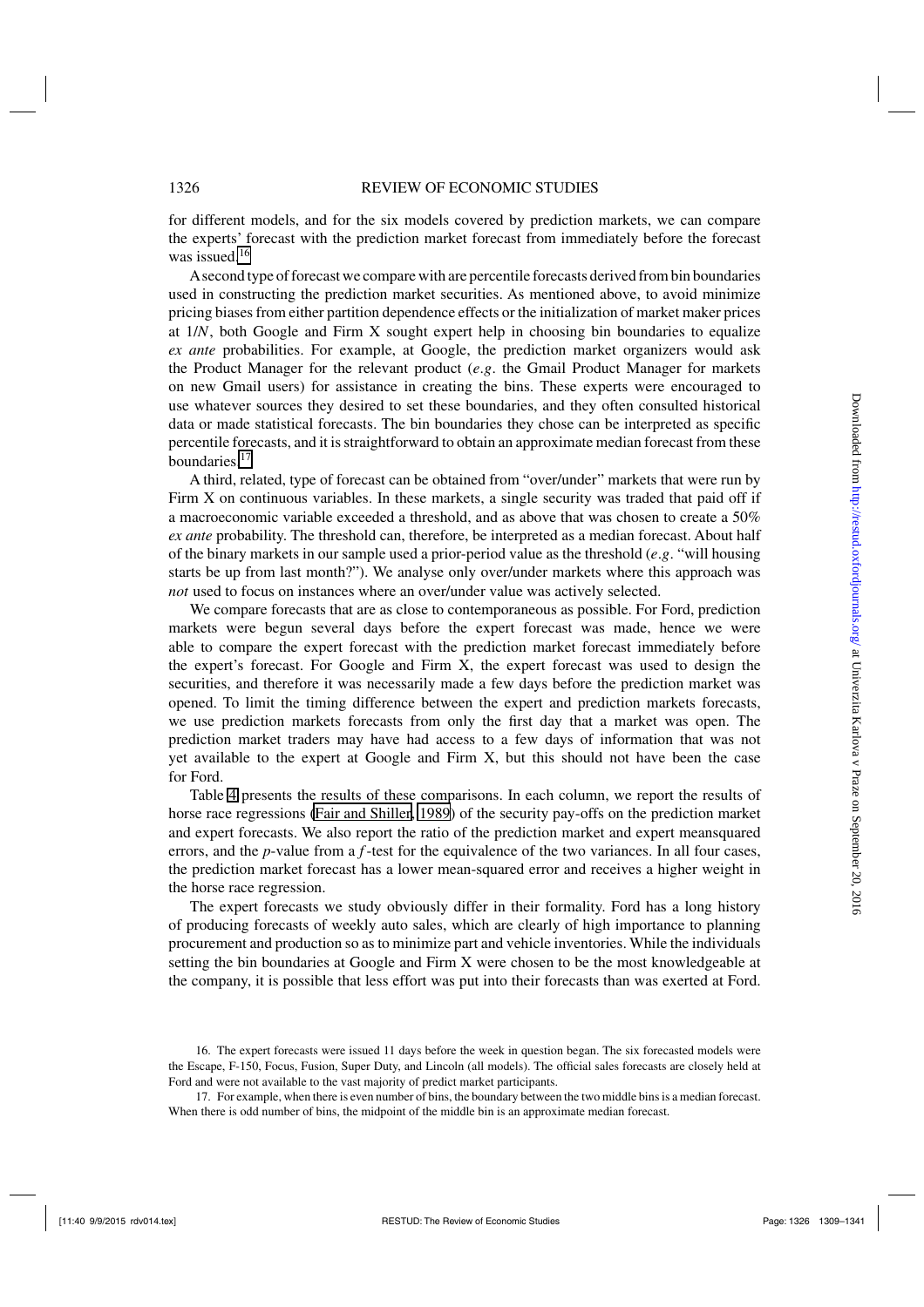for different models, and for the six models covered by prediction markets, we can compare the experts' forecast with the prediction market forecast from immediately before the forecast was issued.[16]

A second type of forecast we compare with are percentile forecasts derived from bin boundaries used in constructing the prediction market securities. As mentioned above, to avoid minimize pricing biases from either partition dependence effects or the initialization of market maker prices at 1/*N*, both Google and Firm X sought expert help in choosing bin boundaries to equalize *ex ante* probabilities. For example, at Google, the prediction market organizers would ask the Product Manager for the relevant product (*e.g*. the Gmail Product Manager for markets on new Gmail users) for assistance in creating the bins. These experts were encouraged to use whatever sources they desired to set these boundaries, and they often consulted historical data or made statistical forecasts. The bin boundaries they chose can be interpreted as specific percentile forecasts, and it is straightforward to obtain an approximate median forecast from these boundaries.[17]

A third, related, type of forecast can be obtained from "over/under" markets that were run by Firm X on continuous variables. In these markets, a single security was traded that paid off if a macroeconomic variable exceeded a threshold, and as above that was chosen to create a 50% *ex ante* probability. The threshold can, therefore, be interpreted as a median forecast. About half of the binary markets in our sample used a prior-period value as the threshold (*e.g*. "will housing starts be up from last month?"). We analyse only over/under markets where this approach was *not* used to focus on instances where an over/under value was actively selected.

We compare forecasts that are as close to contemporaneous as possible. For Ford, prediction markets were begun several days before the expert forecast was made, hence we were able to compare the expert forecast with the prediction market forecast immediately before the expert's forecast. For Google and Firm X, the expert forecast was used to design the securities, and therefore it was necessarily made a few days before the prediction market was opened. To limit the timing difference between the expert and prediction markets forecasts, we use prediction markets forecasts from only the first day that a market was open. The prediction market traders may have had access to a few days of information that was not yet available to the expert at Google and Firm X, but this should not have been the case for Ford.

Table 4 presents the results of these comparisons. In each column, we report the results of horse race regressions (Fair and Shiller, 1989) of the security pay-offs on the prediction market and expert forecasts. We also report the ratio of the prediction market and expert meansquared errors, and the *p*-value from a *f*-test for the equivalence of the two variances. In all four cases, the prediction market forecast has a lower mean-squared error and receives a higher weight in the horse race regression.

The expert forecasts we study obviously differ in their formality. Ford has a long history of producing forecasts of weekly auto sales, which are clearly of high importance to planning procurement and production so as to minimize part and vehicle inventories. While the individuals setting the bin boundaries at Google and Firm X were chosen to be the most knowledgeable at the company, it is possible that less effort was put into their forecasts than was exerted at Ford.

16. The expert forecasts were issued 11 days before the week in question began. The six forecasted models were the Escape, F-150, Focus, Fusion, Super Duty, and Lincoln (all models). The official sales forecasts are closely held at Ford and were not available to the vast majority of predict market participants.

17. For example, when there is even number of bins, the boundary between the two middle bins is a median forecast. When there is odd number of bins, the midpoint of the middle bin is an approximate median forecast.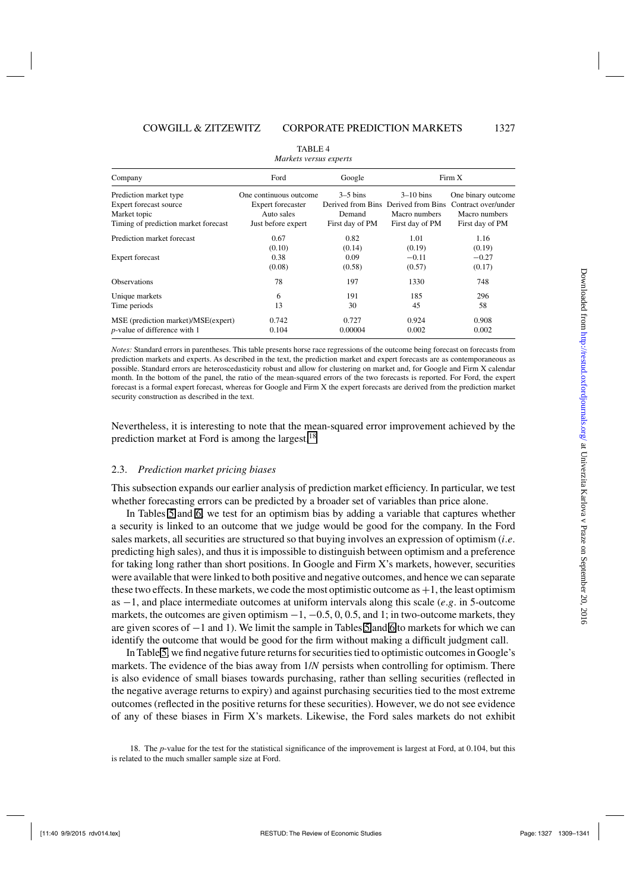TABLE 4

*Markets versus experts*

| Company | Ford | Google | Firm X | |
|---|---|---|---|---|
| Prediction market type | One continuous outcome | 3–5 bins | 3–10 bins | One binary outcome |
| Expert forecast source | Expert forecaster | Derived from Bins | Derived from Bins | Contract over/under |
| Market topic | Auto sales | Demand | Macro numbers | Macro numbers |
| Timing of prediction market forecast | Just before expert | First day of PM | First day of PM | First day of PM |
| Prediction market forecast | 0.67 | 0.82 | 1.01 | 1.16 |
| | (0.10) | (0.14) | (0.19) | (0.19) |
| Expert forecast | 0.38 | 0.09 | −0.11 | −0.27 |
| | (0.08) | (0.58) | (0.57) | (0.17) |
| Observations | 78 | 197 | 1330 | 748 |
| Unique markets | 6 | 191 | 185 | 296 |
| Time periods | 13 | 30 | 45 | 58 |
| MSE (prediction market)/MSE(expert) | 0.742 | 0.727 | 0.924 | 0.908 |
| *p*-value of difference with 1 | 0.104 | 0.00004 | 0.002 | 0.002 |

*Notes:* Standard errors in parentheses. This table presents horse race regressions of the outcome being forecast on forecasts from prediction markets and experts. As described in the text, the prediction market and expert forecasts are as contemporaneous as possible. Standard errors are heteroscedasticity robust and allow for clustering on market and, for Google and Firm X calendar month. In the bottom of the panel, the ratio of the mean-squared errors of the two forecasts is reported. For Ford, the expert forecast is a formal expert forecast, whereas for Google and Firm X the expert forecasts are derived from the prediction market security construction as described in the text.

Nevertheless, it is interesting to note that the mean-squared error improvement achieved by the prediction market at Ford is among the largest.[18]

### 2.3. *Prediction market pricing biases*

This subsection expands our earlier analysis of prediction market efficiency. In particular, we test whether forecasting errors can be predicted by a broader set of variables than price alone.

In Tables 5 and 6, we test for an optimism bias by adding a variable that captures whether a security is linked to an outcome that we judge would be good for the company. In the Ford sales markets, all securities are structured so that buying involves an expression of optimism (*i.e.* predicting high sales), and thus it is impossible to distinguish between optimism and a preference for taking long rather than short positions. In Google and Firm X's markets, however, securities were available that were linked to both positive and negative outcomes, and hence we can separate these two effects. In these markets, we code the most optimistic outcome as +1, the least optimism as −1, and place intermediate outcomes at uniform intervals along this scale (*e.g.* in 5-outcome markets, the outcomes are given optimism −1, −0.5, 0, 0.5, and 1; in two-outcome markets, they are given scores of −1 and 1). We limit the sample in Tables 5 and 6 to markets for which we can identify the outcome that would be good for the firm without making a difficult judgment call.

In Table 5, we find negative future returns for securities tied to optimistic outcomes in Google's markets. The evidence of the bias away from 1/*N* persists when controlling for optimism. There is also evidence of small biases towards purchasing, rather than selling securities (reflected in the negative average returns to expiry) and against purchasing securities tied to the most extreme outcomes (reflected in the positive returns for these securities). However, we do not see evidence of any of these biases in Firm X's markets. Likewise, the Ford sales markets do not exhibit

18. The *p*-value for the test for the statistical significance of the improvement is largest at Ford, at 0.104, but this is related to the much smaller sample size at Ford.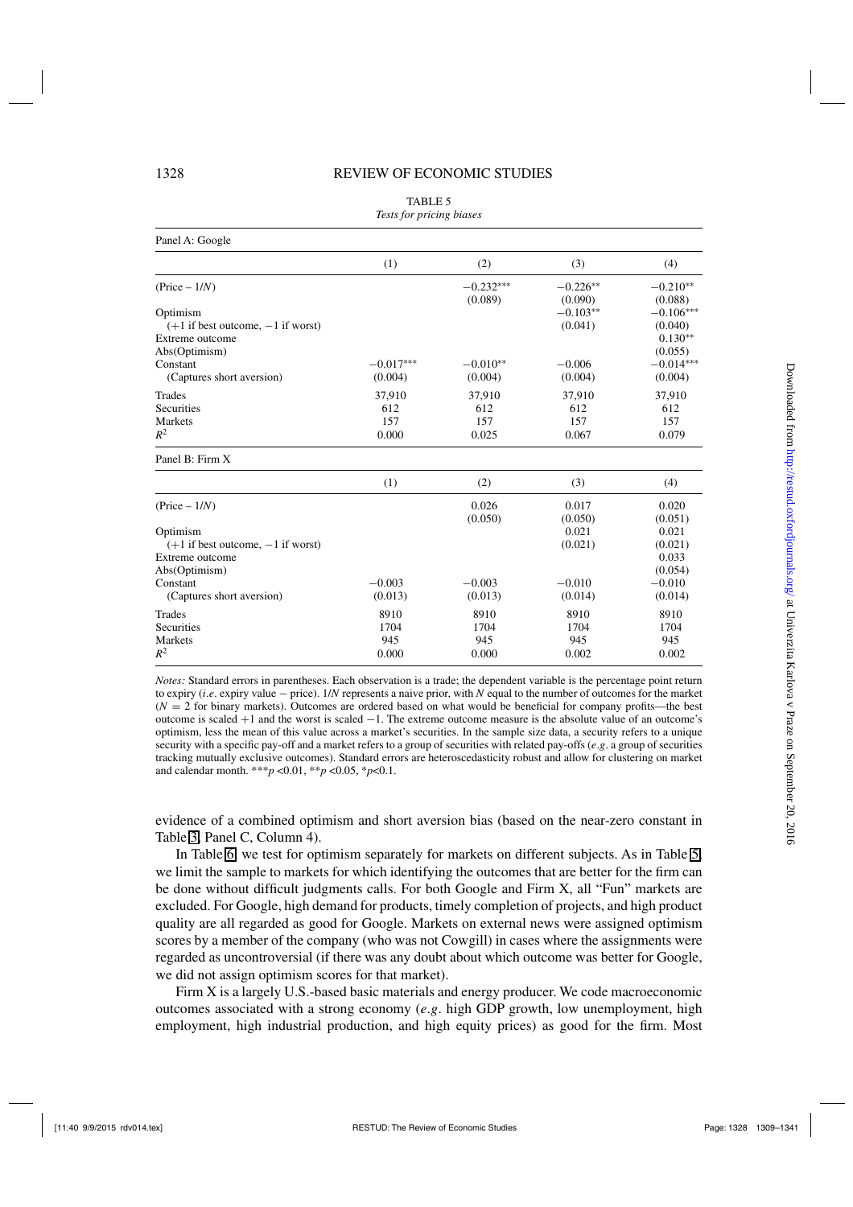TABLE 5

*Tests for pricing biases*

Panel A: Google

| | (1) | (2) | (3) | (4) |
|---|---|---|---|---|
| (Price – 1/*N*) | | −0.232*** | −0.226** | −0.210** |
| | | (0.089) | (0.090) | (0.088) |
| Optimism | | | −0.103** | −0.106*** |
| (+1 if best outcome, −1 if worst) | | | (0.041) | (0.040) |
| Extreme outcome | | | | 0.130** |
| Abs(Optimism) | | | | (0.055) |
| Constant | −0.017*** | −0.010** | −0.006 | −0.014*** |
| (Captures short aversion) | (0.004) | (0.004) | (0.004) | (0.004) |
| Trades | 37,910 | 37,910 | 37,910 | 37,910 |
| Securities | 612 | 612 | 612 | 612 |
| Markets | 157 | 157 | 157 | 157 |
| $R^2$ | 0.000 | 0.025 | 0.067 | 0.079 |

Panel B: Firm X

| | (1) | (2) | (3) | (4) |
|---|---|---|---|---|
| (Price – 1/*N*) | | 0.026 | 0.017 | 0.020 |
| | | (0.050) | (0.050) | (0.051) |
| Optimism | | | 0.021 | 0.021 |
| (+1 if best outcome, −1 if worst) | | | (0.021) | (0.021) |
| Extreme outcome | | | | 0.033 |
| Abs(Optimism) | | | | (0.054) |
| Constant | −0.003 | −0.003 | −0.010 | −0.010 |
| (Captures short aversion) | (0.013) | (0.013) | (0.014) | (0.014) |
| Trades | 8910 | 8910 | 8910 | 8910 |
| Securities | 1704 | 1704 | 1704 | 1704 |
| Markets | 945 | 945 | 945 | 945 |
| $R^2$ | 0.000 | 0.000 | 0.002 | 0.002 |

*Notes:* Standard errors in parentheses. Each observation is a trade; the dependent variable is the percentage point return to expiry (*i.e.* expiry value − price). 1/*N* represents a naive prior, with *N* equal to the number of outcomes for the market ($N = 2$ for binary markets). Outcomes are ordered based on what would be beneficial for company profits—the best outcome is scaled +1 and the worst is scaled −1. The extreme outcome measure is the absolute value of an outcome's optimism, less the mean of this value across a market's securities. In the sample size data, a security refers to a unique security with a specific pay-off and a market refers to a group of securities with related pay-offs (*e.g.* a group of securities tracking mutually exclusive outcomes). Standard errors are heteroscedasticity robust and allow for clustering on market and calendar month. ***$p<0.01$, **$p<0.05$, *$p<0.1$.

evidence of a combined optimism and short aversion bias (based on the near-zero constant in Table 3, Panel C, Column 4).

In Table 6, we test for optimism separately for markets on different subjects. As in Table 5, we limit the sample to markets for which identifying the outcomes that are better for the firm can be done without difficult judgments calls. For both Google and Firm X, all "Fun" markets are excluded. For Google, high demand for products, timely completion of projects, and high product quality are all regarded as good for Google. Markets on external news were assigned optimism scores by a member of the company (who was not Cowgill) in cases where the assignments were regarded as uncontroversial (if there was any doubt about which outcome was better for Google, we did not assign optimism scores for that market).

Firm X is a largely U.S.-based basic materials and energy producer. We code macroeconomic outcomes associated with a strong economy (*e.g.* high GDP growth, low unemployment, high employment, high industrial production, and high equity prices) as good for the firm. Most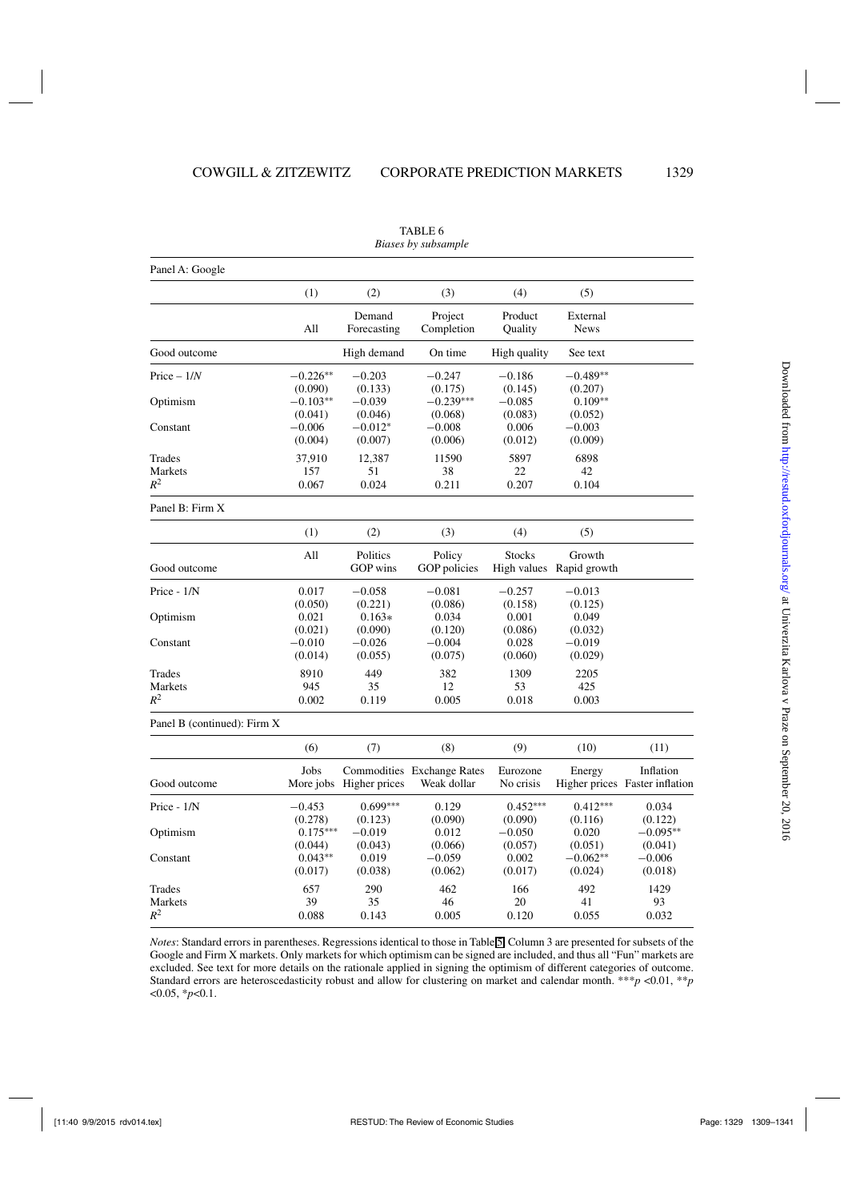TABLE 6
*Biases by subsample*

Panel A: Google

| | (1) | (2) | (3) | (4) | (5) |
|---|---|---|---|---|---|
| | All | Demand Forecasting | Project Completion | Product Quality | External News |
| Good outcome | | High demand | On time | High quality | See text |
| Price − 1/N | −0.226** | −0.203 | −0.247 | −0.186 | −0.489** |
| | (0.090) | (0.133) | (0.175) | (0.145) | (0.207) |
| Optimism | −0.103** | −0.039 | −0.239*** | −0.085 | 0.109** |
| | (0.041) | (0.046) | (0.068) | (0.083) | (0.052) |
| Constant | −0.006 | −0.012* | −0.008 | 0.006 | −0.003 |
| | (0.004) | (0.007) | (0.006) | (0.012) | (0.009) |
| Trades | 37,910 | 12,387 | 11590 | 5897 | 6898 |
| Markets | 157 | 51 | 38 | 22 | 42 |
| $R^2$ | 0.067 | 0.024 | 0.211 | 0.207 | 0.104 |

Panel B: Firm X

| | (1) | (2) | (3) | (4) | (5) |
|---|---|---|---|---|---|
| Good outcome | All | Politics GOP wins | Policy GOP policies | Stocks High values | Growth Rapid growth |
| Price - 1/N | 0.017 | −0.058 | −0.081 | −0.257 | −0.013 |
| | (0.050) | (0.221) | (0.086) | (0.158) | (0.125) |
| Optimism | 0.021 | 0.163* | 0.034 | 0.001 | 0.049 |
| | (0.021) | (0.090) | (0.120) | (0.086) | (0.032) |
| Constant | −0.010 | −0.026 | −0.004 | 0.028 | −0.019 |
| | (0.014) | (0.055) | (0.075) | (0.060) | (0.029) |
| Trades | 8910 | 449 | 382 | 1309 | 2205 |
| Markets | 945 | 35 | 12 | 53 | 425 |
| $R^2$ | 0.002 | 0.119 | 0.005 | 0.018 | 0.003 |

Panel B (continued): Firm X

| | (6) | (7) | (8) | (9) | (10) | (11) |
|---|---|---|---|---|---|---|
| Good outcome | Jobs More jobs | Commodities Higher prices | Exchange Rates Weak dollar | Eurozone No crisis | Energy Higher prices | Inflation Faster inflation |
| Price - 1/N | −0.453 | 0.699*** | 0.129 | 0.452*** | 0.412*** | 0.034 |
| | (0.278) | (0.123) | (0.090) | (0.090) | (0.116) | (0.122) |
| Optimism | 0.175*** | −0.019 | 0.012 | −0.050 | 0.020 | −0.095** |
| | (0.044) | (0.043) | (0.066) | (0.057) | (0.051) | (0.041) |
| Constant | 0.043** | 0.019 | −0.059 | 0.002 | −0.062** | −0.006 |
| | (0.017) | (0.038) | (0.062) | (0.017) | (0.024) | (0.018) |
| Trades | 657 | 290 | 462 | 166 | 492 | 1429 |
| Markets | 39 | 35 | 46 | 20 | 41 | 93 |
| $R^2$ | 0.088 | 0.143 | 0.005 | 0.120 | 0.055 | 0.032 |

*Notes*: Standard errors in parentheses. Regressions identical to those in Table 5, Column 3 are presented for subsets of the Google and Firm X markets. Only markets for which optimism can be signed are included, and thus all "Fun" markets are excluded. See text for more details on the rationale applied in signing the optimism of different categories of outcome. Standard errors are heteroscedasticity robust and allow for clustering on market and calendar month. ***$p$ <0.01, **$p$ <0.05, *$p$<0.1.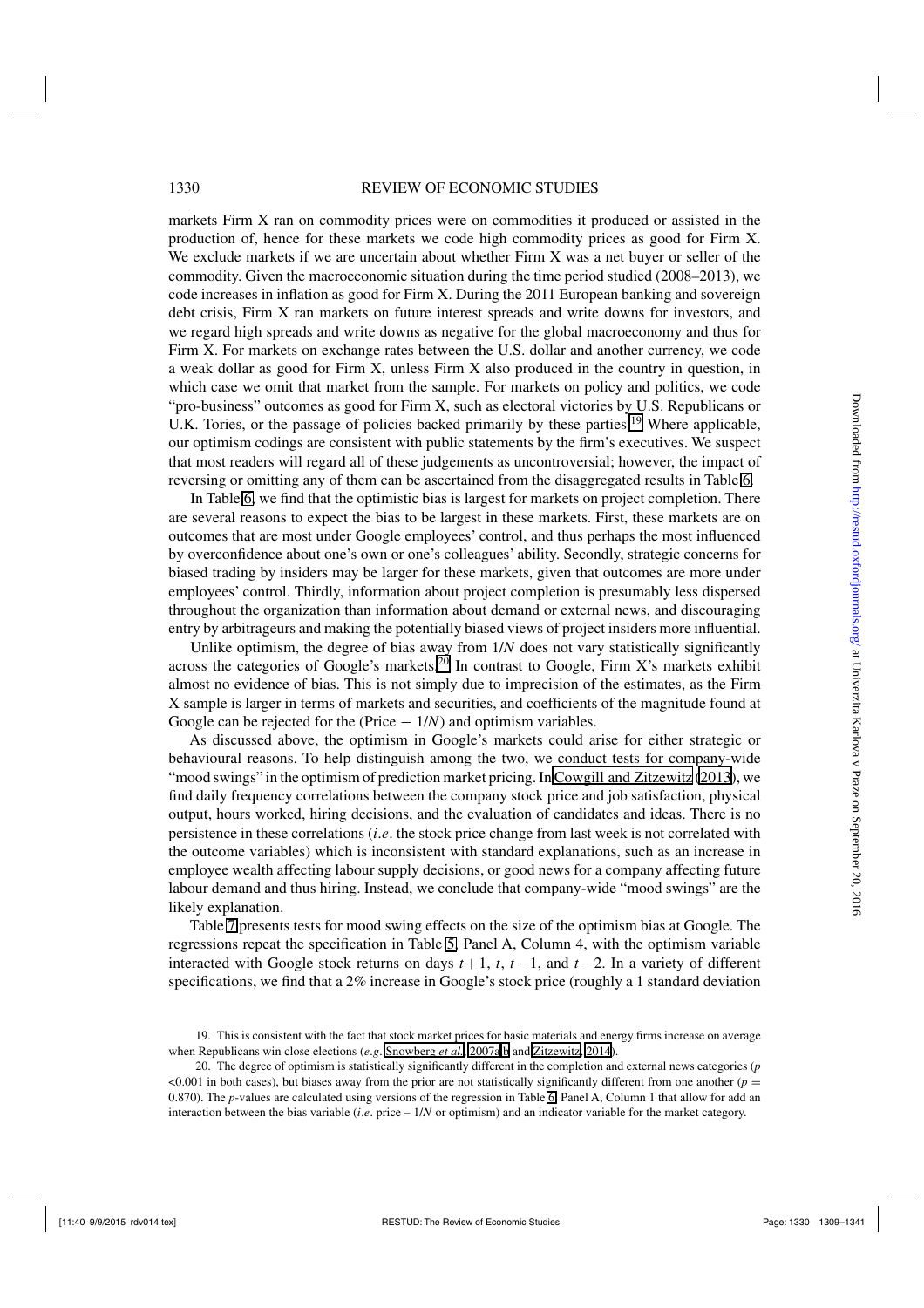markets Firm X ran on commodity prices were on commodities it produced or assisted in the production of, hence for these markets we code high commodity prices as good for Firm X. We exclude markets if we are uncertain about whether Firm X was a net buyer or seller of the commodity. Given the macroeconomic situation during the time period studied (2008–2013), we code increases in inflation as good for Firm X. During the 2011 European banking and sovereign debt crisis, Firm X ran markets on future interest spreads and write downs for investors, and we regard high spreads and write downs as negative for the global macroeconomy and thus for Firm X. For markets on exchange rates between the U.S. dollar and another currency, we code a weak dollar as good for Firm X, unless Firm X also produced in the country in question, in which case we omit that market from the sample. For markets on policy and politics, we code "pro-business" outcomes as good for Firm X, such as electoral victories by U.S. Republicans or U.K. Tories, or the passage of policies backed primarily by these parties.[19] Where applicable, our optimism codings are consistent with public statements by the firm's executives. We suspect that most readers will regard all of these judgements as uncontroversial; however, the impact of reversing or omitting any of them can be ascertained from the disaggregated results in Table 6.

In Table 6, we find that the optimistic bias is largest for markets on project completion. There are several reasons to expect the bias to be largest in these markets. First, these markets are on outcomes that are most under Google employees' control, and thus perhaps the most influenced by overconfidence about one's own or one's colleagues' ability. Secondly, strategic concerns for biased trading by insiders may be larger for these markets, given that outcomes are more under employees' control. Thirdly, information about project completion is presumably less dispersed throughout the organization than information about demand or external news, and discouraging entry by arbitrageurs and making the potentially biased views of project insiders more influential.

Unlike optimism, the degree of bias away from $1/N$ does not vary statistically significantly across the categories of Google's markets.[20] In contrast to Google, Firm X's markets exhibit almost no evidence of bias. This is not simply due to imprecision of the estimates, as the Firm X sample is larger in terms of markets and securities, and coefficients of the magnitude found at Google can be rejected for the (Price $-$ $1/N$) and optimism variables.

As discussed above, the optimism in Google's markets could arise for either strategic or behavioural reasons. To help distinguish among the two, we conduct tests for company-wide "mood swings" in the optimism of prediction market pricing. In Cowgill and Zitzewitz (2013), we find daily frequency correlations between the company stock price and job satisfaction, physical output, hours worked, hiring decisions, and the evaluation of candidates and ideas. There is no persistence in these correlations (*i.e*. the stock price change from last week is not correlated with the outcome variables) which is inconsistent with standard explanations, such as an increase in employee wealth affecting labour supply decisions, or good news for a company affecting future labour demand and thus hiring. Instead, we conclude that company-wide "mood swings" are the likely explanation.

Table 7 presents tests for mood swing effects on the size of the optimism bias at Google. The regressions repeat the specification in Table 5, Panel A, Column 4, with the optimism variable interacted with Google stock returns on days $t+1$, $t$, $t-1$, and $t-2$. In a variety of different specifications, we find that a 2% increase in Google's stock price (roughly a 1 standard deviation

19. This is consistent with the fact that stock market prices for basic materials and energy firms increase on average when Republicans win close elections (*e.g*. Snowberg *et al*., 2007a,b and Zitzewitz, 2014).

20. The degree of optimism is statistically significantly different in the completion and external news categories ($p$ <0.001 in both cases), but biases away from the prior are not statistically significantly different from one another ($p$ = 0.870). The $p$-values are calculated using versions of the regression in Table 6, Panel A, Column 1 that allow for add an interaction between the bias variable (*i.e*. price – $1/N$ or optimism) and an indicator variable for the market category.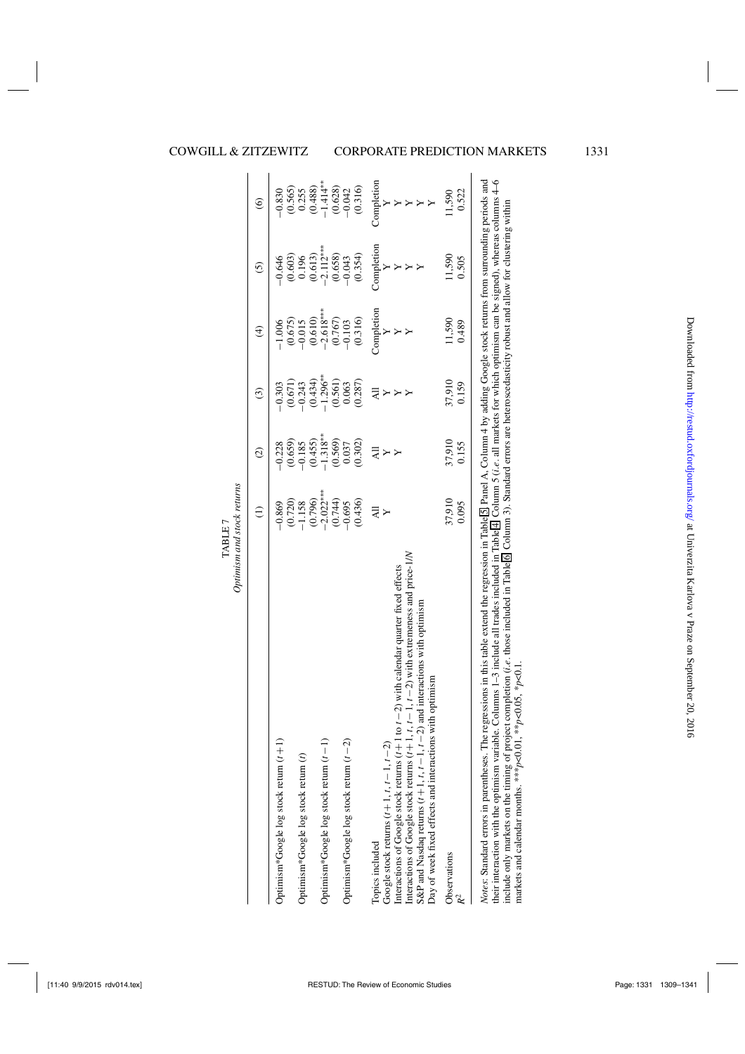TABLE 7
*Optimism and stock returns*

| | (1) | (2) | (3) | (4) | (5) | (6) |
|---|---|---|---|---|---|---|
| Optimism*Google log stock return ($t+1$) | −0.869 | −0.228 | −0.303 | −1.006 | −0.646 | −0.830 |
| | (0.720) | (0.659) | (0.671) | (0.675) | (0.603) | (0.565) |
| Optimism*Google log stock return ($t$) | −1.158 | −0.185 | −0.243 | −0.015 | 0.196 | 0.255 |
| | (0.796) | (0.455) | (0.434) | (0.610) | (0.613) | (0.488) |
| Optimism*Google log stock return ($t-1$) | −2.022*** | −1.318** | −1.296** | −2.618*** | −2.112*** | −1.414** |
| | (0.744) | (0.569) | (0.561) | (0.767) | (0.658) | (0.628) |
| Optimism*Google log stock return ($t-2$) | −0.695 | 0.037 | 0.063 | −0.103 | −0.043 | −0.042 |
| | (0.436) | (0.302) | (0.287) | (0.316) | (0.354) | (0.316) |
| Topics included | All | All | All | Completion | Completion | Completion |
| Google stock returns ($t+1, t, t-1, t-2$) | Y | Y | Y | Y | Y | Y |
| Interactions of Google stock returns ($t+1$ to $t-2$) with calendar quarter fixed effects | | Y | Y | Y | Y | Y |
| Interactions of Google stock returns ($t+1, t, t-1, t-2$) with extremeness and price-1/$N$ | | | Y | Y | Y | Y |
| S&P and Nasdaq returns ($t+1, t, t-1, t-2$) and interactions with optimism | | | | | Y | Y |
| Day of week fixed effects and interactions with optimism | | | | | | Y |
| Observations | 37,910 | 37,910 | 37,910 | 11,590 | 11,590 | 11,590 |
| $R^2$ | 0.095 | 0.155 | 0.159 | 0.489 | 0.505 | 0.522 |

*Notes*: Standard errors in parentheses. The regressions in this table extend the regression in Table 5 Panel A, Column 4 by adding Google stock returns from surrounding periods and their interaction with the optimism variable. Columns 1–3 include all trades included in Table 4 Column 5 (*i.e.* all markets for which optimism can be signed), whereas columns 4–6 include only markets on the timing of project completion (*i.e.* those included in Table 6 Column 3). Standard errors are heteroscedasticity robust and allow for clustering within markets and calendar months. ***$p<0.01$, **$p<0.05$, *$p<0.1$.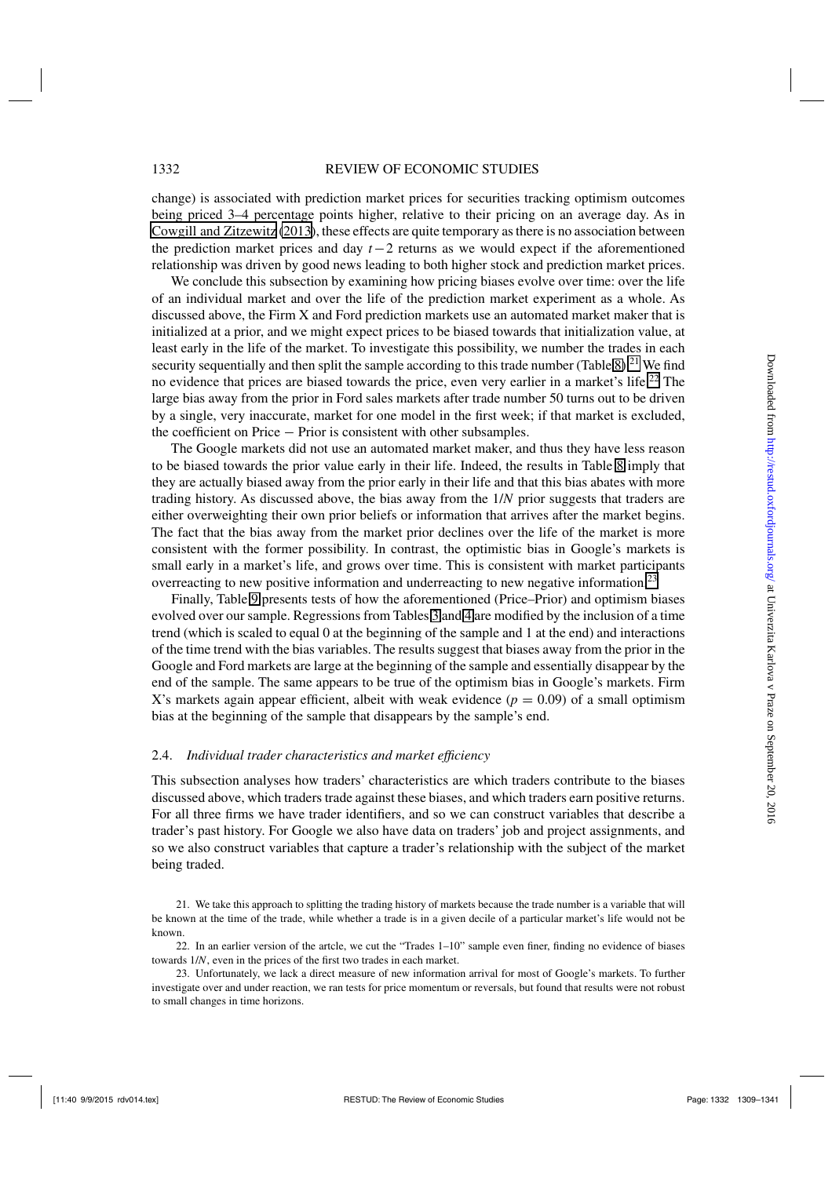change) is associated with prediction market prices for securities tracking optimism outcomes being priced 3–4 percentage points higher, relative to their pricing on an average day. As in Cowgill and Zitzewitz (2013), these effects are quite temporary as there is no association between the prediction market prices and day $t-2$ returns as we would expect if the aforementioned relationship was driven by good news leading to both higher stock and prediction market prices.

We conclude this subsection by examining how pricing biases evolve over time: over the life of an individual market and over the life of the prediction market experiment as a whole. As discussed above, the Firm X and Ford prediction markets use an automated market maker that is initialized at a prior, and we might expect prices to be biased towards that initialization value, at least early in the life of the market. To investigate this possibility, we number the trades in each security sequentially and then split the sample according to this trade number (Table 8).[21] We find no evidence that prices are biased towards the price, even very earlier in a market's life.[22] The large bias away from the prior in Ford sales markets after trade number 50 turns out to be driven by a single, very inaccurate, market for one model in the first week; if that market is excluded, the coefficient on Price − Prior is consistent with other subsamples.

The Google markets did not use an automated market maker, and thus they have less reason to be biased towards the prior value early in their life. Indeed, the results in Table 8 imply that they are actually biased away from the prior early in their life and that this bias abates with more trading history. As discussed above, the bias away from the $1/N$ prior suggests that traders are either overweighting their own prior beliefs or information that arrives after the market begins. The fact that the bias away from the market prior declines over the life of the market is more consistent with the former possibility. In contrast, the optimistic bias in Google's markets is small early in a market's life, and grows over time. This is consistent with market participants overreacting to new positive information and underreacting to new negative information.[23]

Finally, Table 9 presents tests of how the aforementioned (Price–Prior) and optimism biases evolved over our sample. Regressions from Tables 3 and 4 are modified by the inclusion of a time trend (which is scaled to equal 0 at the beginning of the sample and 1 at the end) and interactions of the time trend with the bias variables. The results suggest that biases away from the prior in the Google and Ford markets are large at the beginning of the sample and essentially disappear by the end of the sample. The same appears to be true of the optimism bias in Google's markets. Firm X's markets again appear efficient, albeit with weak evidence ($p = 0.09$) of a small optimism bias at the beginning of the sample that disappears by the sample's end.

### 2.4. *Individual trader characteristics and market efficiency*

This subsection analyses how traders' characteristics are which traders contribute to the biases discussed above, which traders trade against these biases, and which traders earn positive returns. For all three firms we have trader identifiers, and so we can construct variables that describe a trader's past history. For Google we also have data on traders' job and project assignments, and so we also construct variables that capture a trader's relationship with the subject of the market being traded.

21. We take this approach to splitting the trading history of markets because the trade number is a variable that will be known at the time of the trade, while whether a trade is in a given decile of a particular market's life would not be known.

22. In an earlier version of the artcle, we cut the "Trades 1–10" sample even finer, finding no evidence of biases towards $1/N$, even in the prices of the first two trades in each market.

23. Unfortunately, we lack a direct measure of new information arrival for most of Google's markets. To further investigate over and under reaction, we ran tests for price momentum or reversals, but found that results were not robust to small changes in time horizons.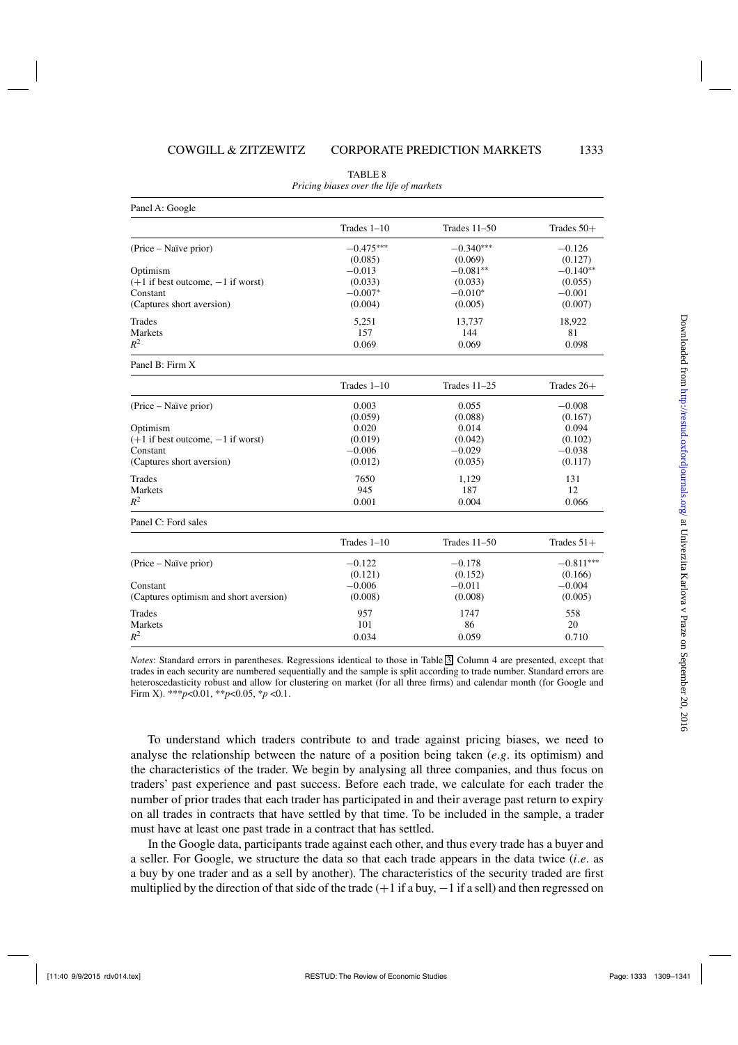TABLE 8

*Pricing biases over the life of markets*

| Panel A: Google | Trades 1–10 | Trades 11–50 | Trades 50+ |
|---|---|---|---|
| (Price – Naïve prior) | −0.475*** | −0.340*** | −0.126 |
| | (0.085) | (0.069) | (0.127) |
| Optimism | −0.013 | −0.081** | −0.140** |
| (+1 if best outcome, −1 if worst) | (0.033) | (0.033) | (0.055) |
| Constant | −0.007* | −0.010* | −0.001 |
| (Captures short aversion) | (0.004) | (0.005) | (0.007) |
| Trades | 5,251 | 13,737 | 18,922 |
| Markets | 157 | 144 | 81 |
| $R^2$ | 0.069 | 0.069 | 0.098 |

| Panel B: Firm X | Trades 1–10 | Trades 11–25 | Trades 26+ |
|---|---|---|---|
| (Price – Naïve prior) | 0.003 | 0.055 | −0.008 |
| | (0.059) | (0.088) | (0.167) |
| Optimism | 0.020 | 0.014 | 0.094 |
| (+1 if best outcome, −1 if worst) | (0.019) | (0.042) | (0.102) |
| Constant | −0.006 | −0.029 | −0.038 |
| (Captures short aversion) | (0.012) | (0.035) | (0.117) |
| Trades | 7650 | 1,129 | 131 |
| Markets | 945 | 187 | 12 |
| $R^2$ | 0.001 | 0.004 | 0.066 |

| Panel C: Ford sales | Trades 1–10 | Trades 11–50 | Trades 51+ |
|---|---|---|---|
| (Price – Naïve prior) | −0.122 | −0.178 | −0.811*** |
| | (0.121) | (0.152) | (0.166) |
| Constant | −0.006 | −0.011 | −0.004 |
| (Captures optimism and short aversion) | (0.008) | (0.008) | (0.005) |
| Trades | 957 | 1747 | 558 |
| Markets | 101 | 86 | 20 |
| $R^2$ | 0.034 | 0.059 | 0.710 |

*Notes*: Standard errors in parentheses. Regressions identical to those in Table 3, Column 4 are presented, except that trades in each security are numbered sequentially and the sample is split according to trade number. Standard errors are heteroscedasticity robust and allow for clustering on market (for all three firms) and calendar month (for Google and Firm X). ***$p$<0.01, **$p$<0.05, *$p$ <0.1.

To understand which traders contribute to and trade against pricing biases, we need to analyse the relationship between the nature of a position being taken (*e.g*. its optimism) and the characteristics of the trader. We begin by analysing all three companies, and thus focus on traders' past experience and past success. Before each trade, we calculate for each trader the number of prior trades that each trader has participated in and their average past return to expiry on all trades in contracts that have settled by that time. To be included in the sample, a trader must have at least one past trade in a contract that has settled.

In the Google data, participants trade against each other, and thus every trade has a buyer and a seller. For Google, we structure the data so that each trade appears in the data twice (*i.e*. as a buy by one trader and as a sell by another). The characteristics of the security traded are first multiplied by the direction of that side of the trade (+1 if a buy, −1 if a sell) and then regressed on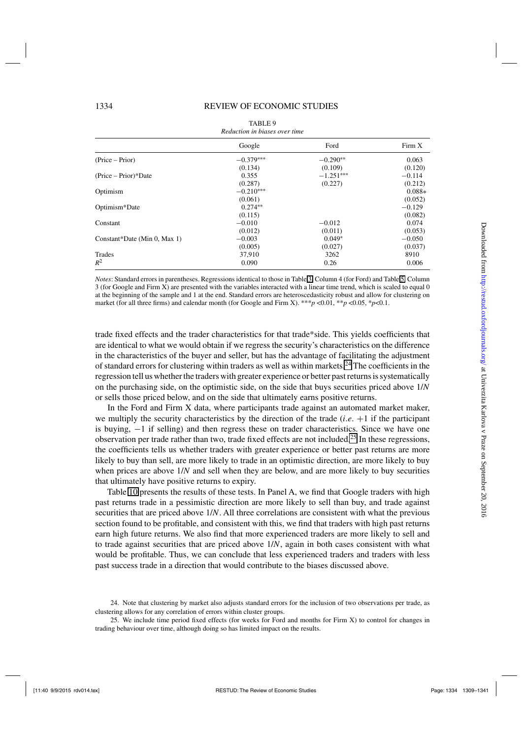TABLE 9

*Reduction in biases over time*

| | Google | Ford | Firm X |
|---|---|---|---|
| (Price – Prior) | −0.379*** | −0.290** | 0.063 |
| | (0.134) | (0.109) | (0.120) |
| (Price – Prior)*Date | 0.355 | −1.251*** | −0.114 |
| | (0.287) | (0.227) | (0.212) |
| Optimism | −0.210*** | | 0.088* |
| | (0.061) | | (0.052) |
| Optimism*Date | 0.274** | | −0.129 |
| | (0.115) | | (0.082) |
| Constant | −0.010 | −0.012 | 0.074 |
| | (0.012) | (0.011) | (0.053) |
| Constant*Date (Min 0, Max 1) | −0.003 | 0.049* | −0.050 |
| | (0.005) | (0.027) | (0.037) |
| Trades | 37,910 | 3262 | 8910 |
| $R^2$ | 0.090 | 0.26 | 0.006 |

*Notes*: Standard errors in parentheses. Regressions identical to those in Table 3, Column 4 (for Ford) and Table 5, Column 3 (for Google and Firm X) are presented with the variables interacted with a linear time trend, which is scaled to equal 0 at the beginning of the sample and 1 at the end. Standard errors are heteroscedasticity robust and allow for clustering on market (for all three firms) and calendar month (for Google and Firm X). *** $p<0.01$, ** $p<0.05$, * $p<0.1$.

trade fixed effects and the trader characteristics for that trade*side. This yields coefficients that are identical to what we would obtain if we regress the security's characteristics on the difference in the characteristics of the buyer and seller, but has the advantage of facilitating the adjustment of standard errors for clustering within traders as well as within markets.[24] The coefficients in the regression tell us whether the traders with greater experience or better past returns is systematically on the purchasing side, on the optimistic side, on the side that buys securities priced above $1/N$ or sells those priced below, and on the side that ultimately earns positive returns.

In the Ford and Firm X data, where participants trade against an automated market maker, we multiply the security characteristics by the direction of the trade (*i.e.* +1 if the participant is buying, −1 if selling) and then regress these on trader characteristics. Since we have one observation per trade rather than two, trade fixed effects are not included.[25] In these regressions, the coefficients tells us whether traders with greater experience or better past returns are more likely to buy than sell, are more likely to trade in an optimistic direction, are more likely to buy when prices are above $1/N$ and sell when they are below, and are more likely to buy securities that ultimately have positive returns to expiry.

Table 10 presents the results of these tests. In Panel A, we find that Google traders with high past returns trade in a pessimistic direction are more likely to sell than buy, and trade against securities that are priced above $1/N$. All three correlations are consistent with what the previous section found to be profitable, and consistent with this, we find that traders with high past returns earn high future returns. We also find that more experienced traders are more likely to sell and to trade against securities that are priced above $1/N$, again in both cases consistent with what would be profitable. Thus, we can conclude that less experienced traders and traders with less past success trade in a direction that would contribute to the biases discussed above.

24. Note that clustering by market also adjusts standard errors for the inclusion of two observations per trade, as clustering allows for any correlation of errors within cluster groups.

25. We include time period fixed effects (for weeks for Ford and months for Firm X) to control for changes in trading behaviour over time, although doing so has limited impact on the results.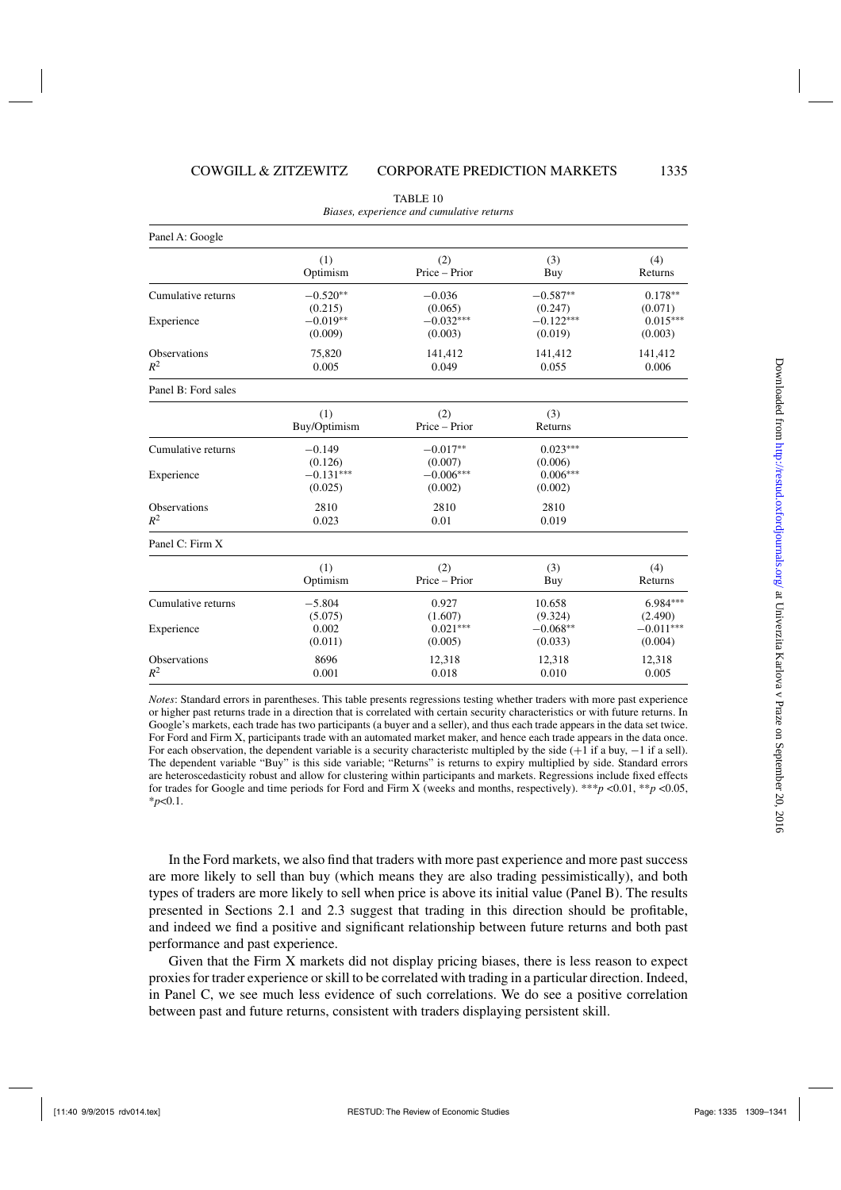TABLE 10

*Biases, experience and cumulative returns*

Panel A: Google

| | (1) Optimism | (2) Price – Prior | (3) Buy | (4) Returns |
|---|---|---|---|---|
| Cumulative returns | −0.520** | −0.036 | −0.587** | 0.178** |
| | (0.215) | (0.065) | (0.247) | (0.071) |
| Experience | −0.019** | −0.032*** | −0.122*** | 0.015*** |
| | (0.009) | (0.003) | (0.019) | (0.003) |
| Observations | 75,820 | 141,412 | 141,412 | 141,412 |
| $R^2$ | 0.005 | 0.049 | 0.055 | 0.006 |

Panel B: Ford sales

| | (1) Buy/Optimism | (2) Price – Prior | (3) Returns |
|---|---|---|---|
| Cumulative returns | −0.149 | −0.017** | 0.023*** |
| | (0.126) | (0.007) | (0.006) |
| Experience | −0.131*** | −0.006*** | 0.006*** |
| | (0.025) | (0.002) | (0.002) |
| Observations | 2810 | 2810 | 2810 |
| $R^2$ | 0.023 | 0.01 | 0.019 |

Panel C: Firm X

| | (1) Optimism | (2) Price – Prior | (3) Buy | (4) Returns |
|---|---|---|---|---|
| Cumulative returns | −5.804 | 0.927 | 10.658 | 6.984*** |
| | (5.075) | (1.607) | (9.324) | (2.490) |
| Experience | 0.002 | 0.021*** | −0.068** | −0.011*** |
| | (0.011) | (0.005) | (0.033) | (0.004) |
| Observations | 8696 | 12,318 | 12,318 | 12,318 |
| $R^2$ | 0.001 | 0.018 | 0.010 | 0.005 |

*Notes*: Standard errors in parentheses. This table presents regressions testing whether traders with more past experience or higher past returns trade in a direction that is correlated with certain security characteristics or with future returns. In Google's markets, each trade has two participants (a buyer and a seller), and thus each trade appears in the data set twice. For Ford and Firm X, participants trade with an automated market maker, and hence each trade appears in the data once. For each observation, the dependent variable is a security characteristc multipled by the side (+1 if a buy, −1 if a sell). The dependent variable "Buy" is this side variable; "Returns" is returns to expiry multiplied by side. Standard errors are heteroscedasticity robust and allow for clustering within participants and markets. Regressions include fixed effects for trades for Google and time periods for Ford and Firm X (weeks and months, respectively). \*\*\*$p$ <0.01, \*\*$p$ <0.05, \*$p$<0.1.

In the Ford markets, we also find that traders with more past experience and more past success are more likely to sell than buy (which means they are also trading pessimistically), and both types of traders are more likely to sell when price is above its initial value (Panel B). The results presented in Sections 2.1 and 2.3 suggest that trading in this direction should be profitable, and indeed we find a positive and significant relationship between future returns and both past performance and past experience.

Given that the Firm X markets did not display pricing biases, there is less reason to expect proxies for trader experience or skill to be correlated with trading in a particular direction. Indeed, in Panel C, we see much less evidence of such correlations. We do see a positive correlation between past and future returns, consistent with traders displaying persistent skill.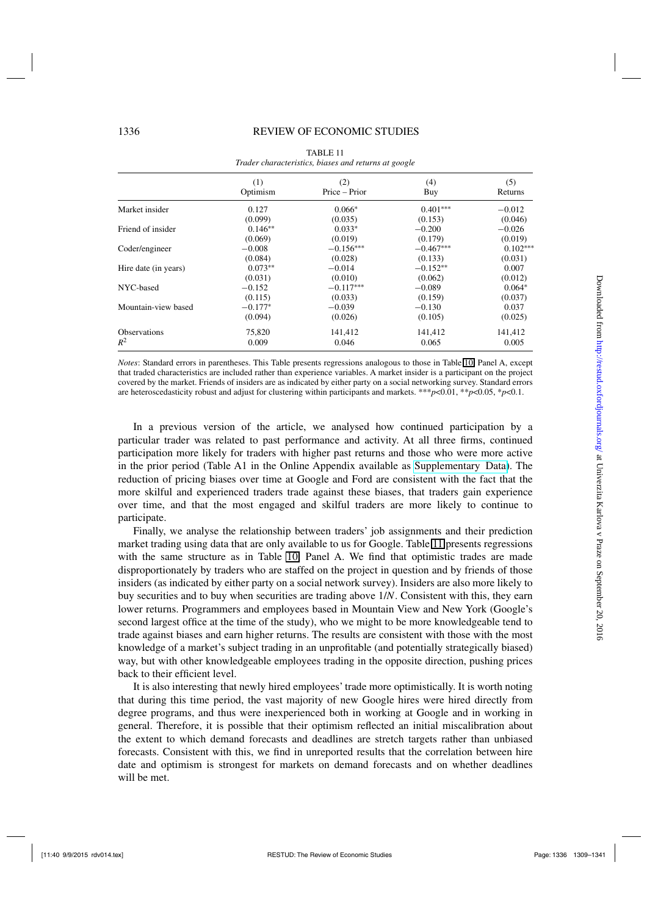TABLE 11

*Trader characteristics, biases and returns at google*

| | (1) Optimism | (2) Price – Prior | (4) Buy | (5) Returns |
|---|---|---|---|---|
| Market insider | 0.127 | 0.066* | 0.401*** | −0.012 |
| | (0.099) | (0.035) | (0.153) | (0.046) |
| Friend of insider | 0.146** | 0.033* | −0.200 | −0.026 |
| | (0.069) | (0.019) | (0.179) | (0.019) |
| Coder/engineer | −0.008 | −0.156*** | −0.467*** | 0.102*** |
| | (0.084) | (0.028) | (0.133) | (0.031) |
| Hire date (in years) | 0.073** | −0.014 | −0.152** | 0.007 |
| | (0.031) | (0.010) | (0.062) | (0.012) |
| NYC-based | −0.152 | −0.117*** | −0.089 | 0.064* |
| | (0.115) | (0.033) | (0.159) | (0.037) |
| Mountain-view based | −0.177* | −0.039 | −0.130 | 0.037 |
| | (0.094) | (0.026) | (0.105) | (0.025) |
| Observations | 75,820 | 141,412 | 141,412 | 141,412 |
| $R^2$ | 0.009 | 0.046 | 0.065 | 0.005 |

*Notes*: Standard errors in parentheses. This Table presents regressions analogous to those in Table 10, Panel A, except that traded characteristics are included rather than experience variables. A market insider is a participant on the project covered by the market. Friends of insiders are as indicated by either party on a social networking survey. Standard errors are heteroscedasticity robust and adjust for clustering within participants and markets. ***$p<0.01$, **$p<0.05$, *$p<0.1$.

In a previous version of the article, we analysed how continued participation by a particular trader was related to past performance and activity. At all three firms, continued participation more likely for traders with higher past returns and those who were more active in the prior period (Table A1 in the Online Appendix available as Supplementary Data). The reduction of pricing biases over time at Google and Ford are consistent with the fact that the more skilful and experienced traders trade against these biases, that traders gain experience over time, and that the most engaged and skilful traders are more likely to continue to participate.

Finally, we analyse the relationship between traders' job assignments and their prediction market trading using data that are only available to us for Google. Table 11 presents regressions with the same structure as in Table 10, Panel A. We find that optimistic trades are made disproportionately by traders who are staffed on the project in question and by friends of those insiders (as indicated by either party on a social network survey). Insiders are also more likely to buy securities and to buy when securities are trading above 1/*N*. Consistent with this, they earn lower returns. Programmers and employees based in Mountain View and New York (Google's second largest office at the time of the study), who we might to be more knowledgeable tend to trade against biases and earn higher returns. The results are consistent with those with the most knowledge of a market's subject trading in an unprofitable (and potentially strategically biased) way, but with other knowledgeable employees trading in the opposite direction, pushing prices back to their efficient level.

It is also interesting that newly hired employees' trade more optimistically. It is worth noting that during this time period, the vast majority of new Google hires were hired directly from degree programs, and thus were inexperienced both in working at Google and in working in general. Therefore, it is possible that their optimism reflected an initial miscalibration about the extent to which demand forecasts and deadlines are stretch targets rather than unbiased forecasts. Consistent with this, we find in unreported results that the correlation between hire date and optimism is strongest for markets on demand forecasts and on whether deadlines will be met.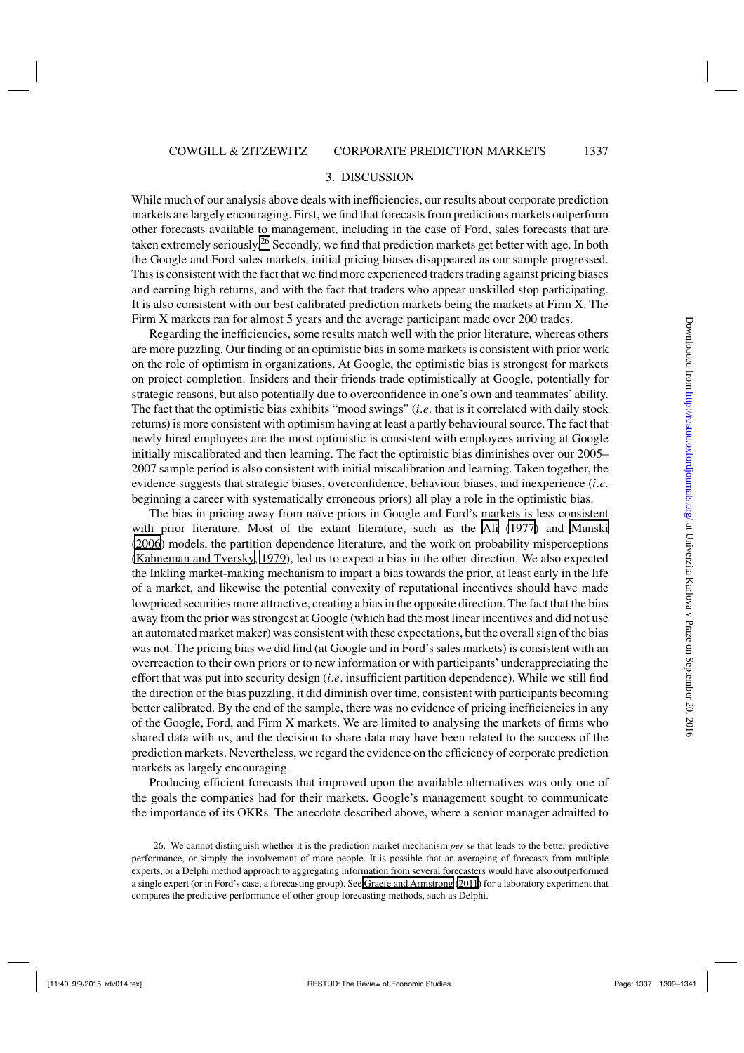## 3. DISCUSSION

While much of our analysis above deals with inefficiencies, our results about corporate prediction markets are largely encouraging. First, we find that forecasts from predictions markets outperform other forecasts available to management, including in the case of Ford, sales forecasts that are taken extremely seriously.[26] Secondly, we find that prediction markets get better with age. In both the Google and Ford sales markets, initial pricing biases disappeared as our sample progressed. This is consistent with the fact that we find more experienced traders trading against pricing biases and earning high returns, and with the fact that traders who appear unskilled stop participating. It is also consistent with our best calibrated prediction markets being the markets at Firm X. The Firm X markets ran for almost 5 years and the average participant made over 200 trades.

Regarding the inefficiencies, some results match well with the prior literature, whereas others are more puzzling. Our finding of an optimistic bias in some markets is consistent with prior work on the role of optimism in organizations. At Google, the optimistic bias is strongest for markets on project completion. Insiders and their friends trade optimistically at Google, potentially for strategic reasons, but also potentially due to overconfidence in one's own and teammates' ability. The fact that the optimistic bias exhibits "mood swings" (*i.e.* that is it correlated with daily stock returns) is more consistent with optimism having at least a partly behavioural source. The fact that newly hired employees are the most optimistic is consistent with employees arriving at Google initially miscalibrated and then learning. The fact the optimistic bias diminishes over our 2005–2007 sample period is also consistent with initial miscalibration and learning. Taken together, the evidence suggests that strategic biases, overconfidence, behaviour biases, and inexperience (*i.e.* beginning a career with systematically erroneous priors) all play a role in the optimistic bias.

The bias in pricing away from naïve priors in Google and Ford's markets is less consistent with prior literature. Most of the extant literature, such as the Ali (1977) and Manski (2006) models, the partition dependence literature, and the work on probability misperceptions (Kahneman and Tversky, 1979), led us to expect a bias in the other direction. We also expected the Inkling market-making mechanism to impart a bias towards the prior, at least early in the life of a market, and likewise the potential convexity of reputational incentives should have made lowpriced securities more attractive, creating a bias in the opposite direction. The fact that the bias away from the prior was strongest at Google (which had the most linear incentives and did not use an automated market maker) was consistent with these expectations, but the overall sign of the bias was not. The pricing bias we did find (at Google and in Ford's sales markets) is consistent with an overreaction to their own priors or to new information or with participants' underappreciating the effort that was put into security design (*i.e.* insufficient partition dependence). While we still find the direction of the bias puzzling, it did diminish over time, consistent with participants becoming better calibrated. By the end of the sample, there was no evidence of pricing inefficiencies in any of the Google, Ford, and Firm X markets. We are limited to analysing the markets of firms who shared data with us, and the decision to share data may have been related to the success of the prediction markets. Nevertheless, we regard the evidence on the efficiency of corporate prediction markets as largely encouraging.

Producing efficient forecasts that improved upon the available alternatives was only one of the goals the companies had for their markets. Google's management sought to communicate the importance of its OKRs. The anecdote described above, where a senior manager admitted to

26. We cannot distinguish whether it is the prediction market mechanism *per se* that leads to the better predictive performance, or simply the involvement of more people. It is possible that an averaging of forecasts from multiple experts, or a Delphi method approach to aggregating information from several forecasters would have also outperformed a single expert (or in Ford's case, a forecasting group). See Graefe and Armstrong (2011) for a laboratory experiment that compares the predictive performance of other group forecasting methods, such as Delphi.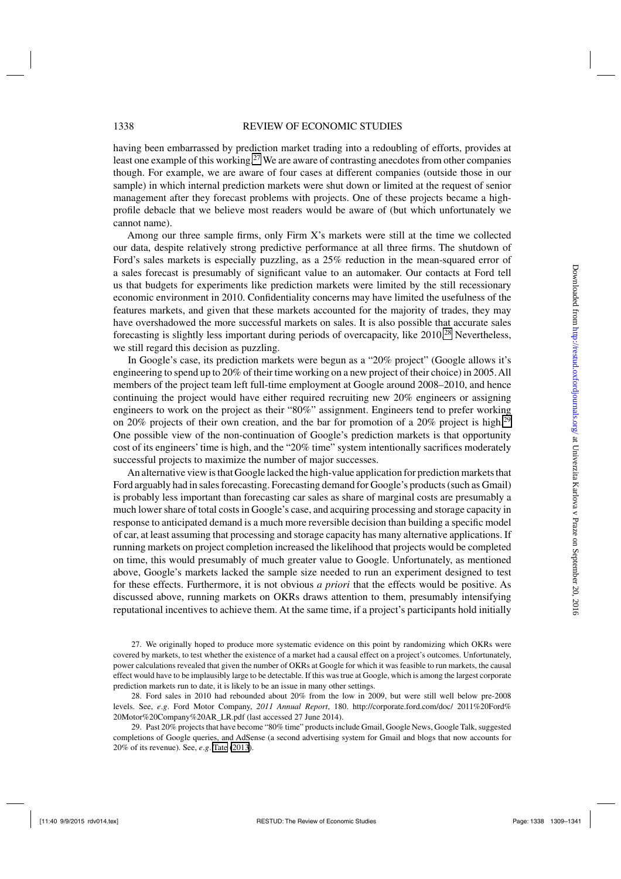having been embarrassed by prediction market trading into a redoubling of efforts, provides at least one example of this working.[27] We are aware of contrasting anecdotes from other companies though. For example, we are aware of four cases at different companies (outside those in our sample) in which internal prediction markets were shut down or limited at the request of senior management after they forecast problems with projects. One of these projects became a high-profile debacle that we believe most readers would be aware of (but which unfortunately we cannot name).

Among our three sample firms, only Firm X's markets were still at the time we collected our data, despite relatively strong predictive performance at all three firms. The shutdown of Ford's sales markets is especially puzzling, as a 25% reduction in the mean-squared error of a sales forecast is presumably of significant value to an automaker. Our contacts at Ford tell us that budgets for experiments like prediction markets were limited by the still recessionary economic environment in 2010. Confidentiality concerns may have limited the usefulness of the features markets, and given that these markets accounted for the majority of trades, they may have overshadowed the more successful markets on sales. It is also possible that accurate sales forecasting is slightly less important during periods of overcapacity, like 2010.[28] Nevertheless, we still regard this decision as puzzling.

In Google's case, its prediction markets were begun as a "20% project" (Google allows it's engineering to spend up to 20% of their time working on a new project of their choice) in 2005. All members of the project team left full-time employment at Google around 2008–2010, and hence continuing the project would have either required recruiting new 20% engineers or assigning engineers to work on the project as their "80%" assignment. Engineers tend to prefer working on 20% projects of their own creation, and the bar for promotion of a 20% project is high.[29] One possible view of the non-continuation of Google's prediction markets is that opportunity cost of its engineers' time is high, and the "20% time" system intentionally sacrifices moderately successful projects to maximize the number of major successes.

An alternative view is that Google lacked the high-value application for prediction markets that Ford arguably had in sales forecasting. Forecasting demand for Google's products (such as Gmail) is probably less important than forecasting car sales as share of marginal costs are presumably a much lower share of total costs in Google's case, and acquiring processing and storage capacity in response to anticipated demand is a much more reversible decision than building a specific model of car, at least assuming that processing and storage capacity has many alternative applications. If running markets on project completion increased the likelihood that projects would be completed on time, this would presumably of much greater value to Google. Unfortunately, as mentioned above, Google's markets lacked the sample size needed to run an experiment designed to test for these effects. Furthermore, it is not obvious *a priori* that the effects would be positive. As discussed above, running markets on OKRs draws attention to them, presumably intensifying reputational incentives to achieve them. At the same time, if a project's participants hold initially

27. We originally hoped to produce more systematic evidence on this point by randomizing which OKRs were covered by markets, to test whether the existence of a market had a causal effect on a project's outcomes. Unfortunately, power calculations revealed that given the number of OKRs at Google for which it was feasible to run markets, the causal effect would have to be implausibly large to be detectable. If this was true at Google, which is among the largest corporate prediction markets run to date, it is likely to be an issue in many other settings.

28. Ford sales in 2010 had rebounded about 20% from the low in 2009, but were still well below pre-2008 levels. See, *e.g*. Ford Motor Company, *2011 Annual Report*, 180. http://corporate.ford.com/doc/ 2011%20Ford%20Motor%20Company%20AR_LR.pdf (last accessed 27 June 2014).

29. Past 20% projects that have become "80% time" products include Gmail, Google News, Google Talk, suggested completions of Google queries, and AdSense (a second advertising system for Gmail and blogs that now accounts for 20% of its revenue). See, *e.g*. Tate (2013).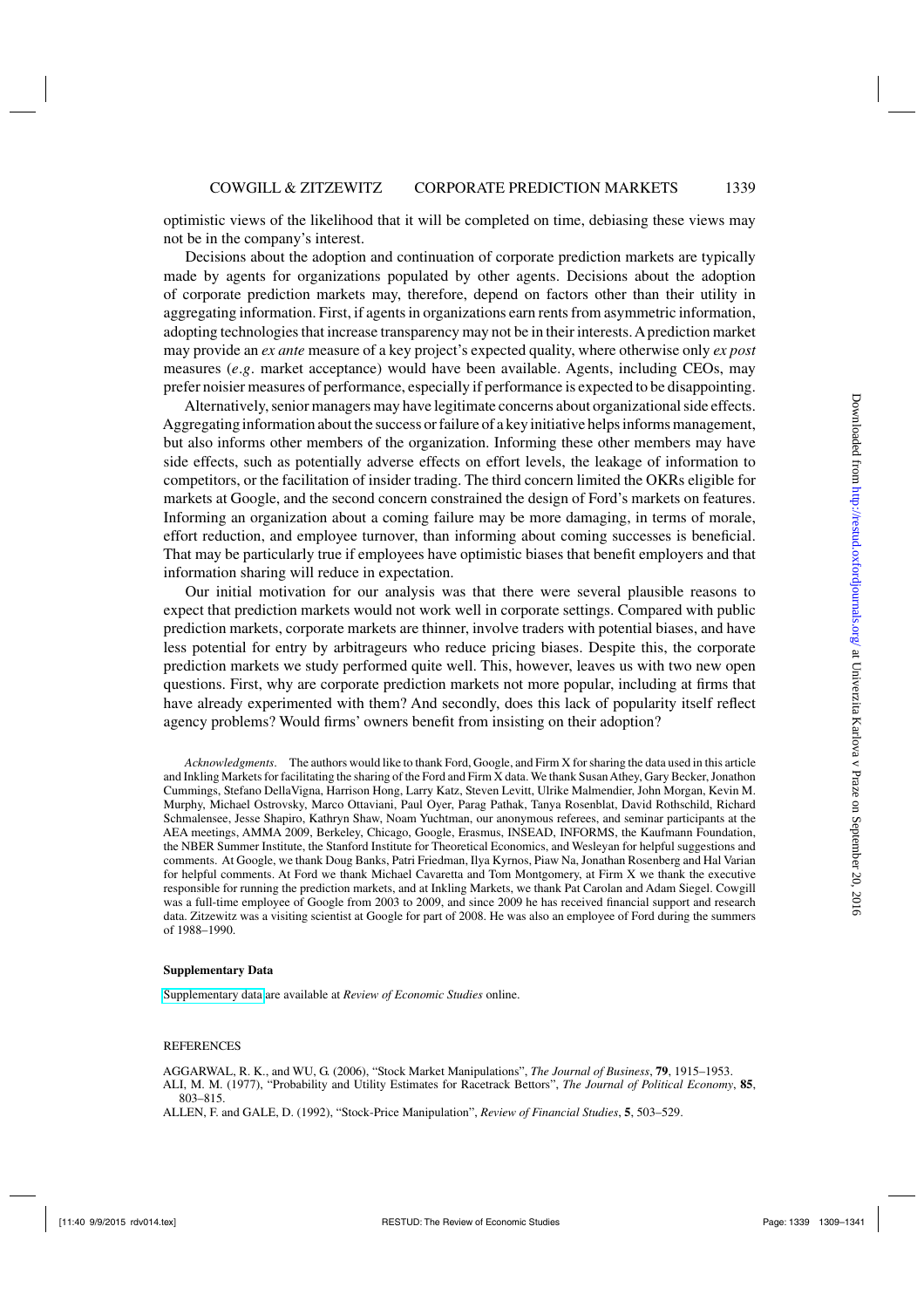optimistic views of the likelihood that it will be completed on time, debiasing these views may not be in the company's interest.

Decisions about the adoption and continuation of corporate prediction markets are typically made by agents for organizations populated by other agents. Decisions about the adoption of corporate prediction markets may, therefore, depend on factors other than their utility in aggregating information. First, if agents in organizations earn rents from asymmetric information, adopting technologies that increase transparency may not be in their interests. A prediction market may provide an *ex ante* measure of a key project's expected quality, where otherwise only *ex post* measures (*e.g*. market acceptance) would have been available. Agents, including CEOs, may prefer noisier measures of performance, especially if performance is expected to be disappointing.

Alternatively, senior managers may have legitimate concerns about organizational side effects. Aggregating information about the success or failure of a key initiative helps informs management, but also informs other members of the organization. Informing these other members may have side effects, such as potentially adverse effects on effort levels, the leakage of information to competitors, or the facilitation of insider trading. The third concern limited the OKRs eligible for markets at Google, and the second concern constrained the design of Ford's markets on features. Informing an organization about a coming failure may be more damaging, in terms of morale, effort reduction, and employee turnover, than informing about coming successes is beneficial. That may be particularly true if employees have optimistic biases that benefit employers and that information sharing will reduce in expectation.

Our initial motivation for our analysis was that there were several plausible reasons to expect that prediction markets would not work well in corporate settings. Compared with public prediction markets, corporate markets are thinner, involve traders with potential biases, and have less potential for entry by arbitrageurs who reduce pricing biases. Despite this, the corporate prediction markets we study performed quite well. This, however, leaves us with two new open questions. First, why are corporate prediction markets not more popular, including at firms that have already experimented with them? And secondly, does this lack of popularity itself reflect agency problems? Would firms' owners benefit from insisting on their adoption?

*Acknowledgments*. The authors would like to thank Ford, Google, and Firm X for sharing the data used in this article and Inkling Markets for facilitating the sharing of the Ford and Firm X data. We thank Susan Athey, Gary Becker, Jonathon Cummings, Stefano DellaVigna, Harrison Hong, Larry Katz, Steven Levitt, Ulrike Malmendier, John Morgan, Kevin M. Murphy, Michael Ostrovsky, Marco Ottaviani, Paul Oyer, Parag Pathak, Tanya Rosenblat, David Rothschild, Richard Schmalensee, Jesse Shapiro, Kathryn Shaw, Noam Yuchtman, our anonymous referees, and seminar participants at the AEA meetings, AMMA 2009, Berkeley, Chicago, Google, Erasmus, INSEAD, INFORMS, the Kaufmann Foundation, the NBER Summer Institute, the Stanford Institute for Theoretical Economics, and Wesleyan for helpful suggestions and comments. At Google, we thank Doug Banks, Patri Friedman, Ilya Kyrnos, Piaw Na, Jonathan Rosenberg and Hal Varian for helpful comments. At Ford we thank Michael Cavaretta and Tom Montgomery, at Firm X we thank the executive responsible for running the prediction markets, and at Inkling Markets, we thank Pat Carolan and Adam Siegel. Cowgill was a full-time employee of Google from 2003 to 2009, and since 2009 he has received financial support and research data. Zitzewitz was a visiting scientist at Google for part of 2008. He was also an employee of Ford during the summers of 1988–1990.

**Supplementary Data**

Supplementary data are available at *Review of Economic Studies* online.

REFERENCES

AGGARWAL, R. K., and WU, G. (2006), "Stock Market Manipulations", *The Journal of Business*, **79**, 1915–1953.

ALI, M. M. (1977), "Probability and Utility Estimates for Racetrack Bettors", *The Journal of Political Economy*, **85**, 803–815.

ALLEN, F. and GALE, D. (1992), "Stock-Price Manipulation", *Review of Financial Studies*, **5**, 503–529.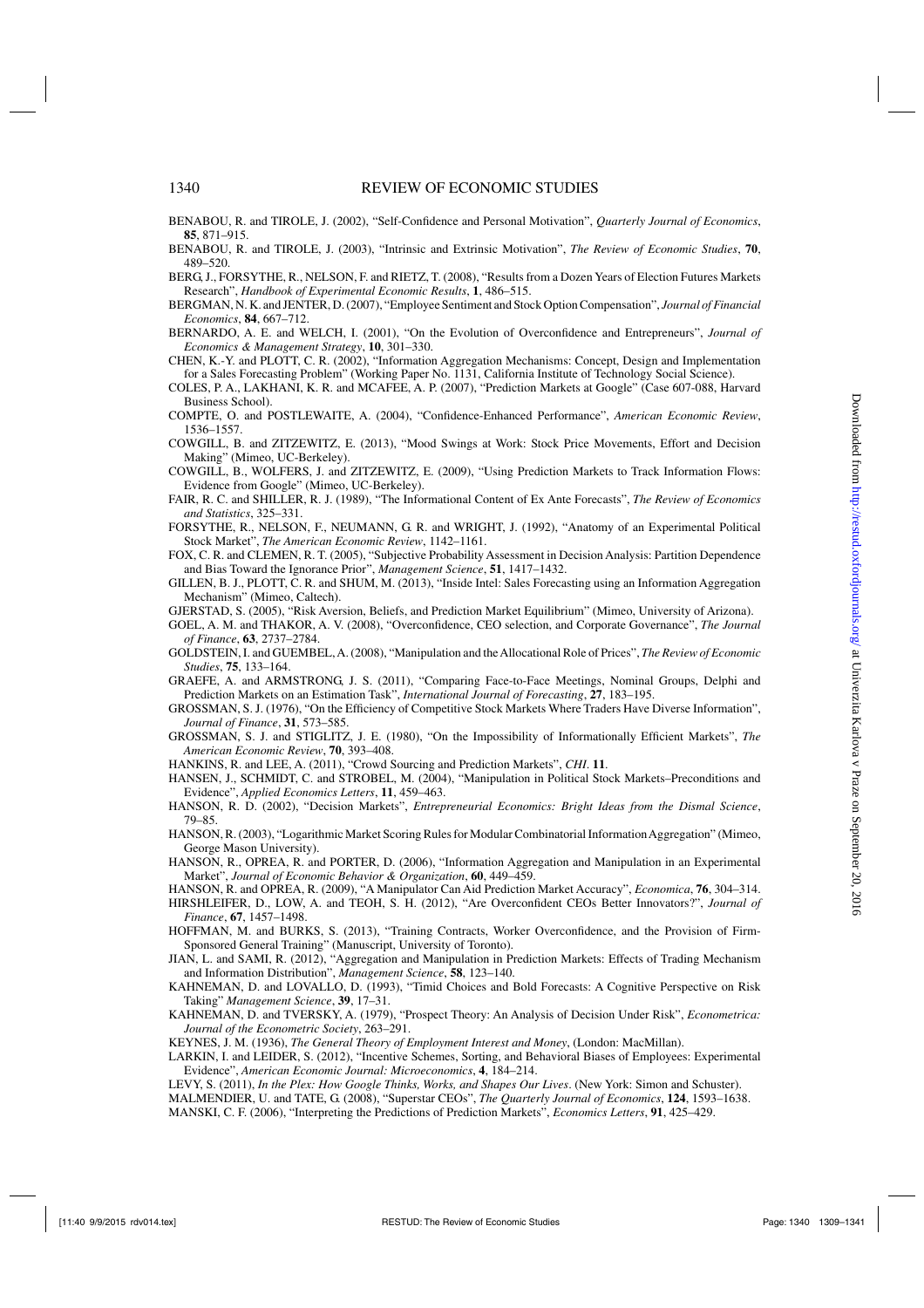BENABOU, R. and TIROLE, J. (2002), "Self-Confidence and Personal Motivation", *Quarterly Journal of Economics*, **85**, 871–915.

BENABOU, R. and TIROLE, J. (2003), "Intrinsic and Extrinsic Motivation", *The Review of Economic Studies*, **70**, 489–520.

BERG, J., FORSYTHE, R., NELSON, F. and RIETZ, T. (2008), "Results from a Dozen Years of Election Futures Markets Research", *Handbook of Experimental Economic Results*, **1**, 486–515.

BERGMAN, N. K. and JENTER, D. (2007), "Employee Sentiment and Stock Option Compensation", *Journal of Financial Economics*, **84**, 667–712.

BERNARDO, A. E. and WELCH, I. (2001), "On the Evolution of Overconfidence and Entrepreneurs", *Journal of Economics & Management Strategy*, **10**, 301–330.

CHEN, K.-Y. and PLOTT, C. R. (2002), "Information Aggregation Mechanisms: Concept, Design and Implementation for a Sales Forecasting Problem" (Working Paper No. 1131, California Institute of Technology Social Science).

COLES, P. A., LAKHANI, K. R. and MCAFEE, A. P. (2007), "Prediction Markets at Google" (Case 607-088, Harvard Business School).

COMPTE, O. and POSTLEWAITE, A. (2004), "Confidence-Enhanced Performance", *American Economic Review*, 1536–1557.

COWGILL, B. and ZITZEWITZ, E. (2013), "Mood Swings at Work: Stock Price Movements, Effort and Decision Making" (Mimeo, UC-Berkeley).

COWGILL, B., WOLFERS, J. and ZITZEWITZ, E. (2009), "Using Prediction Markets to Track Information Flows: Evidence from Google" (Mimeo, UC-Berkeley).

FAIR, R. C. and SHILLER, R. J. (1989), "The Informational Content of Ex Ante Forecasts", *The Review of Economics and Statistics*, 325–331.

FORSYTHE, R., NELSON, F., NEUMANN, G. R. and WRIGHT, J. (1992), "Anatomy of an Experimental Political Stock Market", *The American Economic Review*, 1142–1161.

FOX, C. R. and CLEMEN, R. T. (2005), "Subjective Probability Assessment in Decision Analysis: Partition Dependence and Bias Toward the Ignorance Prior", *Management Science*, **51**, 1417–1432.

GILLEN, B. J., PLOTT, C. R. and SHUM, M. (2013), "Inside Intel: Sales Forecasting using an Information Aggregation Mechanism" (Mimeo, Caltech).

GJERSTAD, S. (2005), "Risk Aversion, Beliefs, and Prediction Market Equilibrium" (Mimeo, University of Arizona).

GOEL, A. M. and THAKOR, A. V. (2008), "Overconfidence, CEO selection, and Corporate Governance", *The Journal of Finance*, **63**, 2737–2784.

GOLDSTEIN, I. and GUEMBEL, A. (2008), "Manipulation and the Allocational Role of Prices", *The Review of Economic Studies*, **75**, 133–164.

GRAEFE, A. and ARMSTRONG, J. S. (2011), "Comparing Face-to-Face Meetings, Nominal Groups, Delphi and Prediction Markets on an Estimation Task", *International Journal of Forecasting*, **27**, 183–195.

GROSSMAN, S. J. (1976), "On the Efficiency of Competitive Stock Markets Where Traders Have Diverse Information", *Journal of Finance*, **31**, 573–585.

GROSSMAN, S. J. and STIGLITZ, J. E. (1980), "On the Impossibility of Informationally Efficient Markets", *The American Economic Review*, **70**, 393–408.

HANKINS, R. and LEE, A. (2011), "Crowd Sourcing and Prediction Markets", *CHI*. **11**.

HANSEN, J., SCHMIDT, C. and STROBEL, M. (2004), "Manipulation in Political Stock Markets–Preconditions and Evidence", *Applied Economics Letters*, **11**, 459–463.

HANSON, R. D. (2002), "Decision Markets", *Entrepreneurial Economics: Bright Ideas from the Dismal Science*, 79–85.

HANSON, R. (2003), "Logarithmic Market Scoring Rules for Modular Combinatorial Information Aggregation" (Mimeo, George Mason University).

HANSON, R., OPREA, R. and PORTER, D. (2006), "Information Aggregation and Manipulation in an Experimental Market", *Journal of Economic Behavior & Organization*, **60**, 449–459.

HANSON, R. and OPREA, R. (2009), "A Manipulator Can Aid Prediction Market Accuracy", *Economica*, **76**, 304–314.

HIRSHLEIFER, D., LOW, A. and TEOH, S. H. (2012), "Are Overconfident CEOs Better Innovators?", *Journal of Finance*, **67**, 1457–1498.

HOFFMAN, M. and BURKS, S. (2013), "Training Contracts, Worker Overconfidence, and the Provision of Firm-Sponsored General Training" (Manuscript, University of Toronto).

JIAN, L. and SAMI, R. (2012), "Aggregation and Manipulation in Prediction Markets: Effects of Trading Mechanism and Information Distribution", *Management Science*, **58**, 123–140.

KAHNEMAN, D. and LOVALLO, D. (1993), "Timid Choices and Bold Forecasts: A Cognitive Perspective on Risk Taking" *Management Science*, **39**, 17–31.

KAHNEMAN, D. and TVERSKY, A. (1979), "Prospect Theory: An Analysis of Decision Under Risk", *Econometrica: Journal of the Econometric Society*, 263–291.

KEYNES, J. M. (1936), *The General Theory of Employment Interest and Money*, (London: MacMillan).

LARKIN, I. and LEIDER, S. (2012), "Incentive Schemes, Sorting, and Behavioral Biases of Employees: Experimental Evidence", *American Economic Journal: Microeconomics*, **4**, 184–214.

LEVY, S. (2011), *In the Plex: How Google Thinks, Works, and Shapes Our Lives*. (New York: Simon and Schuster).

MALMENDIER, U. and TATE, G. (2008), "Superstar CEOs", *The Quarterly Journal of Economics*, **124**, 1593–1638.

MANSKI, C. F. (2006), "Interpreting the Predictions of Prediction Markets", *Economics Letters*, **91**, 425–429.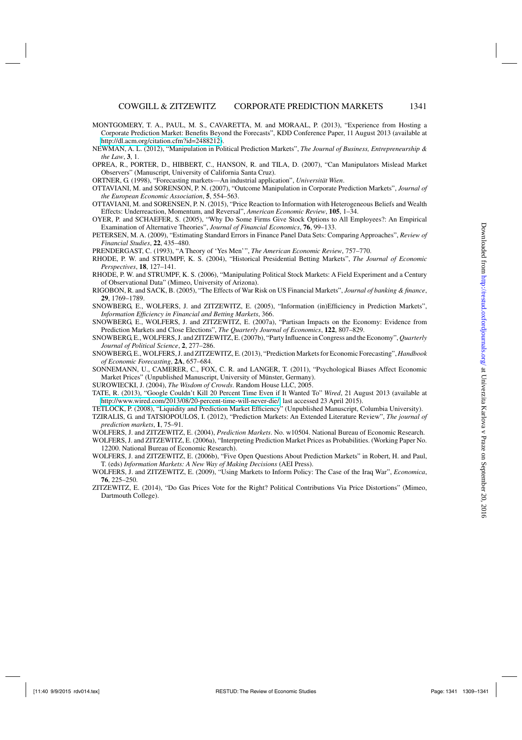MONTGOMERY, T. A., PAUL, M. S., CAVARETTA, M. and MORAAL, P. (2013), "Experience from Hosting a Corporate Prediction Market: Benefits Beyond the Forecasts", KDD Conference Paper, 11 August 2013 (available at http://dl.acm.org/citation.cfm?id=2488212).

NEWMAN, A. L. (2012), "Manipulation in Political Prediction Markets", *The Journal of Business, Entrepreneurship & the Law*, **3**, 1.

OPREA, R., PORTER, D., HIBBERT, C., HANSON, R. and TILA, D. (2007), "Can Manipulators Mislead Market Observers" (Manuscript, University of California Santa Cruz).

ORTNER, G. (1998), "Forecasting markets—An industrial application", *Universität Wien*.

OTTAVIANI, M. and SORENSON, P. N. (2007), "Outcome Manipulation in Corporate Prediction Markets", *Journal of the European Economic Association*, **5**, 554–563.

OTTAVIANI, M. and SORENSEN, P. N. (2015), "Price Reaction to Information with Heterogeneous Beliefs and Wealth Effects: Underreaction, Momentum, and Reversal", *American Economic Review*, **105**, 1–34.

OYER, P. and SCHAEFER, S. (2005), "Why Do Some Firms Give Stock Options to All Employees?: An Empirical Examination of Alternative Theories", *Journal of Financial Economics*, **76**, 99–133.

PETERSEN, M. A. (2009), "Estimating Standard Errors in Finance Panel Data Sets: Comparing Approaches", *Review of Financial Studies*, **22**, 435–480.

PRENDERGAST, C. (1993), "A Theory of 'Yes Men' ", *The American Economic Review*, 757–770.

RHODE, P. W. and STRUMPF, K. S. (2004), "Historical Presidential Betting Markets", *The Journal of Economic Perspectives*, **18**, 127–141.

RHODE, P. W. and STRUMPF, K. S. (2006), "Manipulating Political Stock Markets: A Field Experiment and a Century of Observational Data" (Mimeo, University of Arizona).

RIGOBON, R. and SACK, B. (2005), "The Effects of War Risk on US Financial Markets", *Journal of banking & finance*, **29**, 1769–1789.

SNOWBERG, E., WOLFERS, J. and ZITZEWITZ, E. (2005), "Information (in)Efficiency in Prediction Markets", *Information Efficiency in Financial and Betting Markets*, 366.

SNOWBERG, E., WOLFERS, J. and ZITZEWITZ, E. (2007a), "Partisan Impacts on the Economy: Evidence from Prediction Markets and Close Elections", *The Quarterly Journal of Economics*, **122**, 807–829.

SNOWBERG, E., WOLFERS, J. and ZITZEWITZ, E. (2007b), "Party Influence in Congress and the Economy", *Quarterly Journal of Political Science*, **2**, 277–286.

SNOWBERG, E., WOLFERS, J. and ZITZEWITZ, E. (2013), "Prediction Markets for Economic Forecasting", *Handbook of Economic Forecasting*, **2A**, 657–684.

SONNEMANN, U., CAMERER, C., FOX, C. R. and LANGER, T. (2011), "Psychological Biases Affect Economic Market Prices" (Unpublished Manuscript, University of Münster, Germany).

SUROWIECKI, J. (2004), *The Wisdom of Crowds*. Random House LLC, 2005.

TATE, R. (2013), "Google Couldn't Kill 20 Percent Time Even if It Wanted To" *Wired*, 21 August 2013 (available at http://www.wired.com/2013/08/20-percent-time-will-never-die/, last accessed 23 April 2015).

TETLOCK, P. (2008), "Liquidity and Prediction Market Efficiency" (Unpublished Manuscript, Columbia University).

TZIRALIS, G. and TATSIOPOULOS, I. (2012), "Prediction Markets: An Extended Literature Review", *The journal of prediction markets*, **1**, 75–91.

WOLFERS, J. and ZITZEWITZ, E. (2004), *Prediction Markets*. No. w10504. National Bureau of Economic Research.

WOLFERS, J. and ZITZEWITZ, E. (2006a), "Interpreting Prediction Market Prices as Probabilities. (Working Paper No. 12200. National Bureau of Economic Research).

WOLFERS, J. and ZITZEWITZ, E. (2006b), "Five Open Questions About Prediction Markets" in Robert, H. and Paul, T. (eds) *Information Markets: A New Way of Making Decisions* (AEI Press).

WOLFERS, J. and ZITZEWITZ, E. (2009), "Using Markets to Inform Policy: The Case of the Iraq War", *Economica*, **76**, 225–250.

ZITZEWITZ, E. (2014), "Do Gas Prices Vote for the Right? Political Contributions Via Price Distortions" (Mimeo, Dartmouth College).